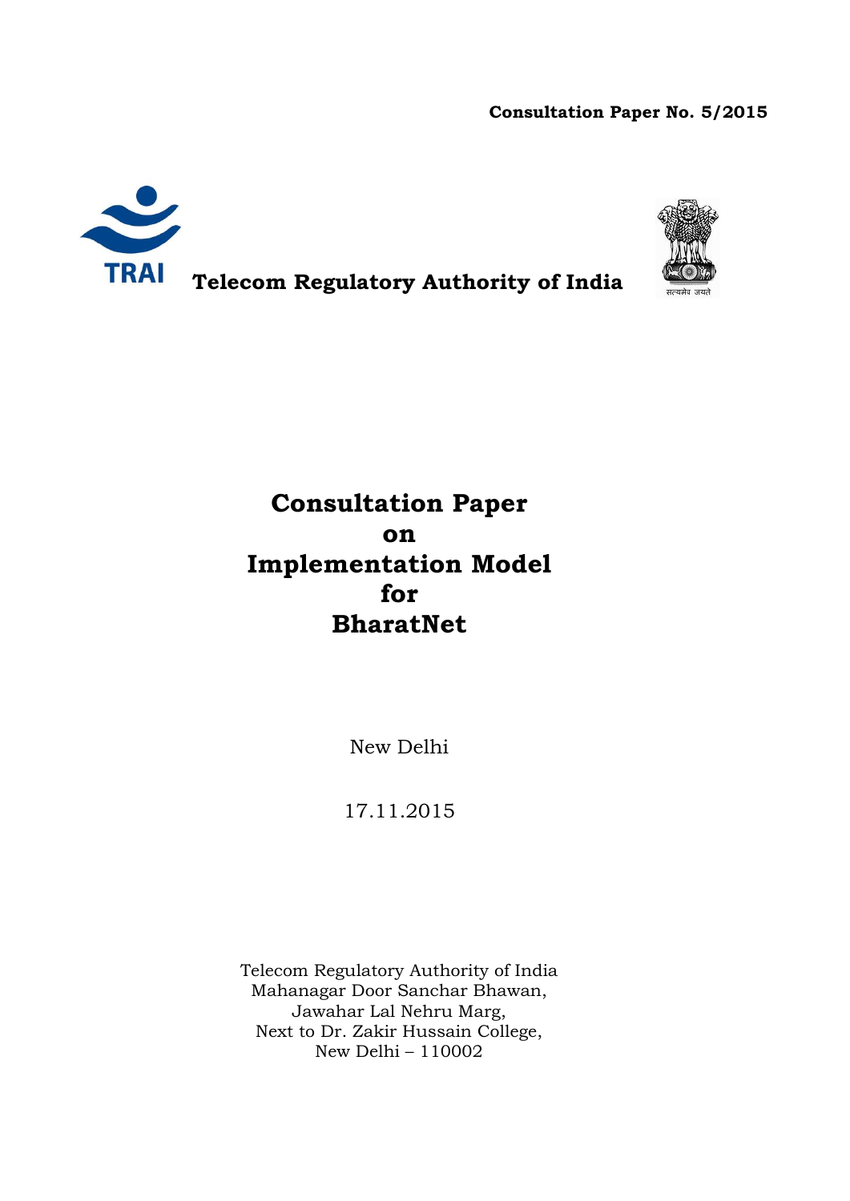**Consultation Paper No. 5/2015**

TRAI

**Telecom Regulatory Authority of India**

सत्यमेव जयते

# Consultation Paper on Implementation Model for BharatNet

New Delhi

17.11.2015

Telecom Regulatory Authority of India
Mahanagar Door Sanchar Bhawan,
Jawahar Lal Nehru Marg,
Next to Dr. Zakir Hussain College,
New Delhi – 110002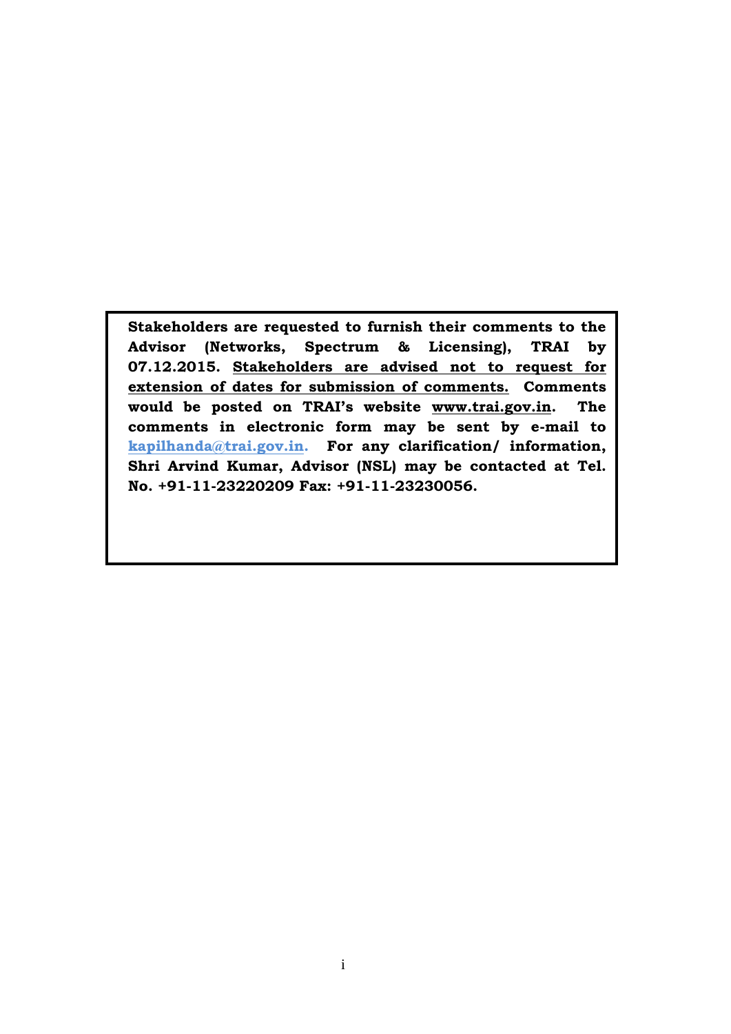**Stakeholders are requested to furnish their comments to the Advisor (Networks, Spectrum & Licensing), TRAI by 07.12.2015. Stakeholders are advised not to request for extension of dates for submission of comments. Comments would be posted on TRAI's website www.trai.gov.in. The comments in electronic form may be sent by e-mail to kapilhanda@trai.gov.in. For any clarification/ information, Shri Arvind Kumar, Advisor (NSL) may be contacted at Tel. No. +91-11-23220209 Fax: +91-11-23230056.**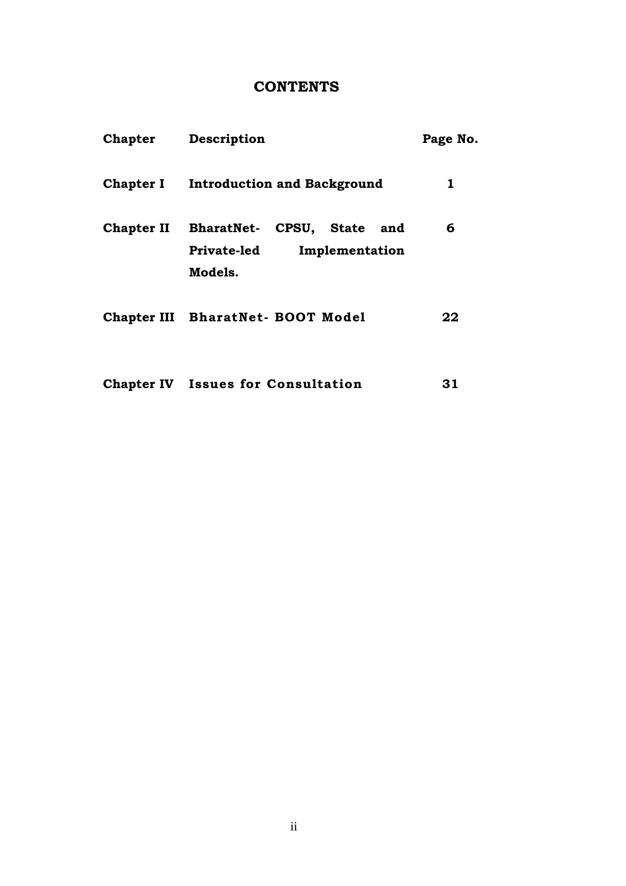# CONTENTS

| Chapter | Description | Page No. |
| --- | --- | --- |
| Chapter I | Introduction and Background | 1 |
| Chapter II | BharatNet- CPSU, State and Private-led Implementation Models. | 6 |
| Chapter III | BharatNet- BOOT Model | 22 |
| Chapter IV | Issues for Consultation | 31 |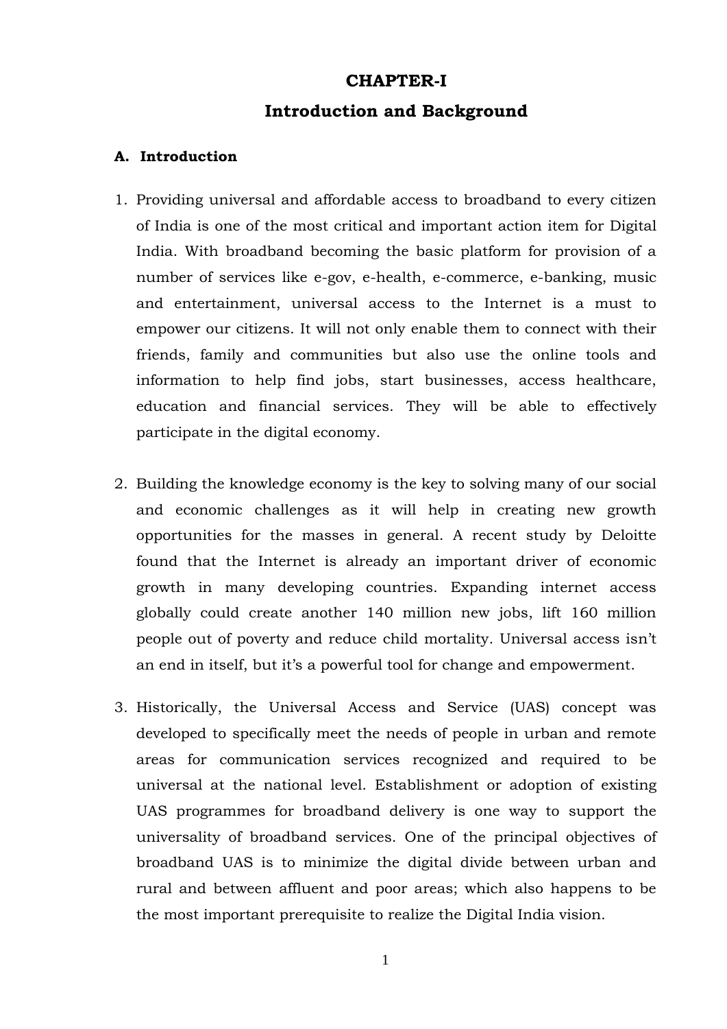# CHAPTER-I

# Introduction and Background

## A. Introduction

1. Providing universal and affordable access to broadband to every citizen of India is one of the most critical and important action item for Digital India. With broadband becoming the basic platform for provision of a number of services like e-gov, e-health, e-commerce, e-banking, music and entertainment, universal access to the Internet is a must to empower our citizens. It will not only enable them to connect with their friends, family and communities but also use the online tools and information to help find jobs, start businesses, access healthcare, education and financial services. They will be able to effectively participate in the digital economy.

2. Building the knowledge economy is the key to solving many of our social and economic challenges as it will help in creating new growth opportunities for the masses in general. A recent study by Deloitte found that the Internet is already an important driver of economic growth in many developing countries. Expanding internet access globally could create another 140 million new jobs, lift 160 million people out of poverty and reduce child mortality. Universal access isn't an end in itself, but it's a powerful tool for change and empowerment.

3. Historically, the Universal Access and Service (UAS) concept was developed to specifically meet the needs of people in urban and remote areas for communication services recognized and required to be universal at the national level. Establishment or adoption of existing UAS programmes for broadband delivery is one way to support the universality of broadband services. One of the principal objectives of broadband UAS is to minimize the digital divide between urban and rural and between affluent and poor areas; which also happens to be the most important prerequisite to realize the Digital India vision.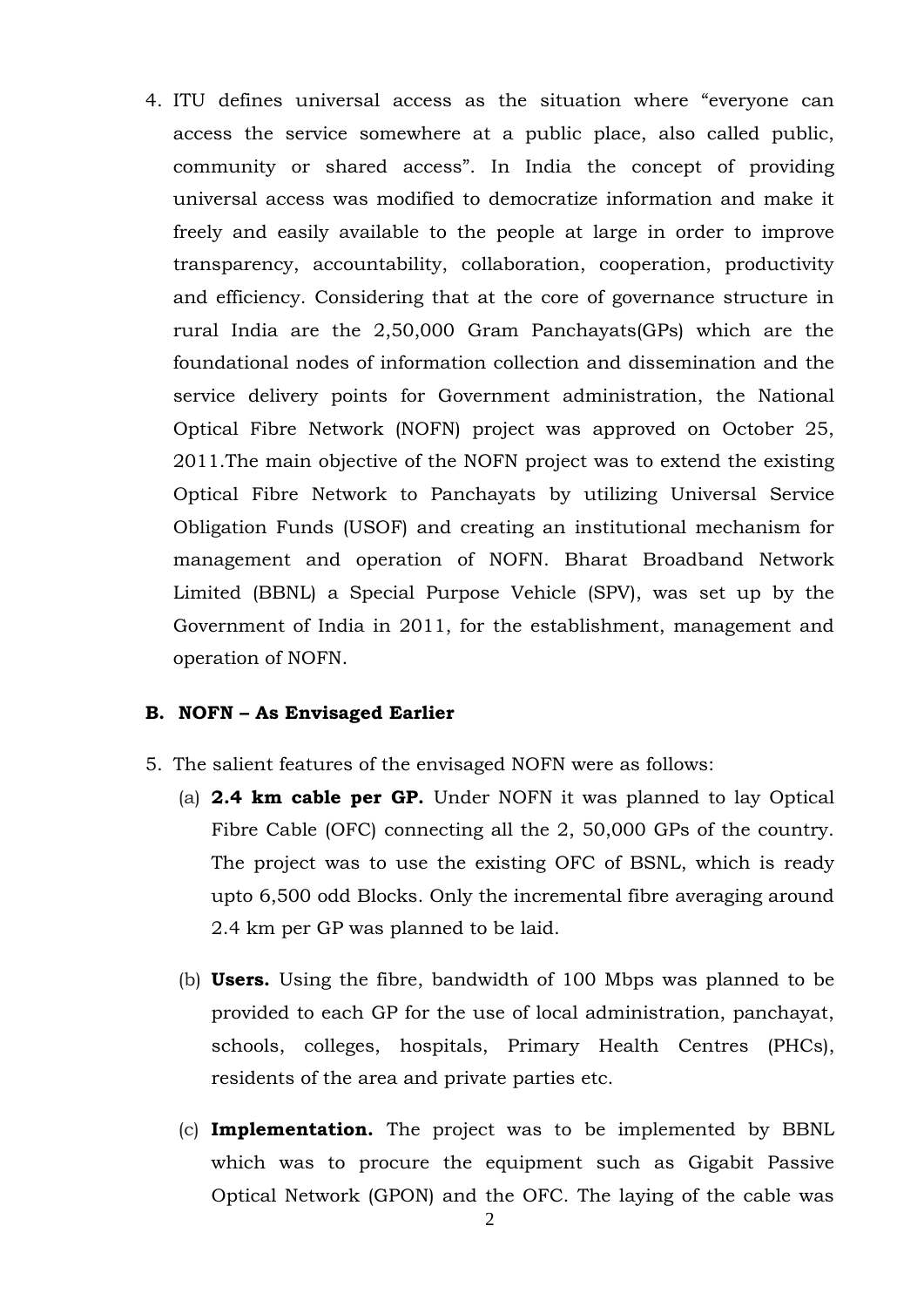4. ITU defines universal access as the situation where "everyone can access the service somewhere at a public place, also called public, community or shared access". In India the concept of providing universal access was modified to democratize information and make it freely and easily available to the people at large in order to improve transparency, accountability, collaboration, cooperation, productivity and efficiency. Considering that at the core of governance structure in rural India are the 2,50,000 Gram Panchayats(GPs) which are the foundational nodes of information collection and dissemination and the service delivery points for Government administration, the National Optical Fibre Network (NOFN) project was approved on October 25, 2011.The main objective of the NOFN project was to extend the existing Optical Fibre Network to Panchayats by utilizing Universal Service Obligation Funds (USOF) and creating an institutional mechanism for management and operation of NOFN. Bharat Broadband Network Limited (BBNL) a Special Purpose Vehicle (SPV), was set up by the Government of India in 2011, for the establishment, management and operation of NOFN.

### B. NOFN – As Envisaged Earlier

5. The salient features of the envisaged NOFN were as follows:

   (a) **2.4 km cable per GP.** Under NOFN it was planned to lay Optical Fibre Cable (OFC) connecting all the 2, 50,000 GPs of the country. The project was to use the existing OFC of BSNL, which is ready upto 6,500 odd Blocks. Only the incremental fibre averaging around 2.4 km per GP was planned to be laid.

   (b) **Users.** Using the fibre, bandwidth of 100 Mbps was planned to be provided to each GP for the use of local administration, panchayat, schools, colleges, hospitals, Primary Health Centres (PHCs), residents of the area and private parties etc.

   (c) **Implementation.** The project was to be implemented by BBNL which was to procure the equipment such as Gigabit Passive Optical Network (GPON) and the OFC. The laying of the cable was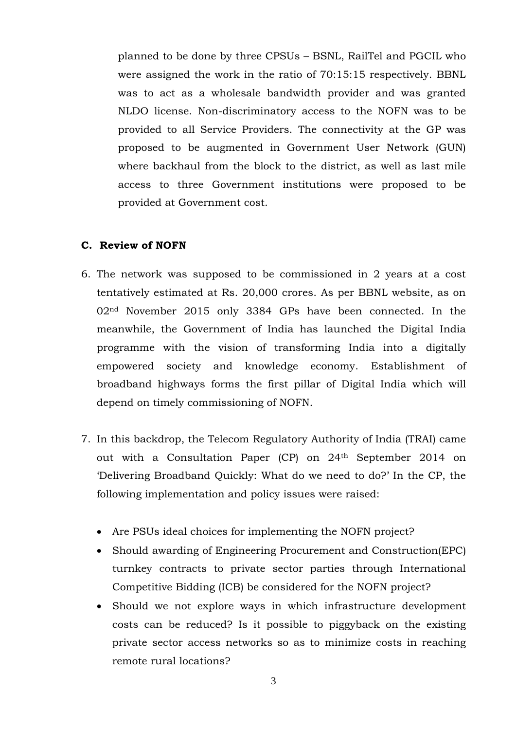planned to be done by three CPSUs – BSNL, RailTel and PGCIL who were assigned the work in the ratio of 70:15:15 respectively. BBNL was to act as a wholesale bandwidth provider and was granted NLDO license. Non-discriminatory access to the NOFN was to be provided to all Service Providers. The connectivity at the GP was proposed to be augmented in Government User Network (GUN) where backhaul from the block to the district, as well as last mile access to three Government institutions were proposed to be provided at Government cost.

**C. Review of NOFN**

6. The network was supposed to be commissioned in 2 years at a cost tentatively estimated at Rs. 20,000 crores. As per BBNL website, as on 02nd November 2015 only 3384 GPs have been connected. In the meanwhile, the Government of India has launched the Digital India programme with the vision of transforming India into a digitally empowered society and knowledge economy. Establishment of broadband highways forms the first pillar of Digital India which will depend on timely commissioning of NOFN.

7. In this backdrop, the Telecom Regulatory Authority of India (TRAI) came out with a Consultation Paper (CP) on 24th September 2014 on 'Delivering Broadband Quickly: What do we need to do?' In the CP, the following implementation and policy issues were raised:

   - Are PSUs ideal choices for implementing the NOFN project?
   - Should awarding of Engineering Procurement and Construction(EPC) turnkey contracts to private sector parties through International Competitive Bidding (ICB) be considered for the NOFN project?
   - Should we not explore ways in which infrastructure development costs can be reduced? Is it possible to piggyback on the existing private sector access networks so as to minimize costs in reaching remote rural locations?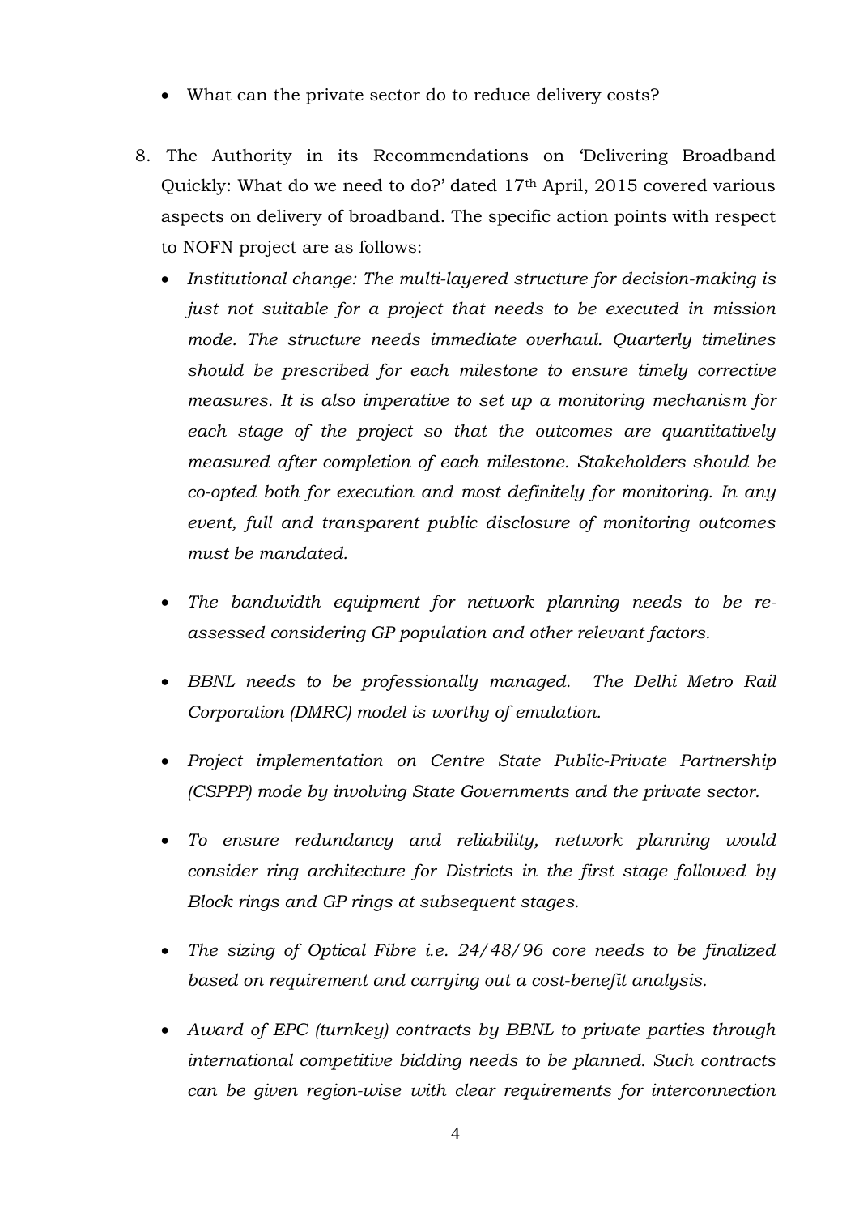- What can the private sector do to reduce delivery costs?

8. The Authority in its Recommendations on 'Delivering Broadband Quickly: What do we need to do?' dated 17th April, 2015 covered various aspects on delivery of broadband. The specific action points with respect to NOFN project are as follows:

   - *Institutional change: The multi-layered structure for decision-making is just not suitable for a project that needs to be executed in mission mode. The structure needs immediate overhaul. Quarterly timelines should be prescribed for each milestone to ensure timely corrective measures. It is also imperative to set up a monitoring mechanism for each stage of the project so that the outcomes are quantitatively measured after completion of each milestone. Stakeholders should be co-opted both for execution and most definitely for monitoring. In any event, full and transparent public disclosure of monitoring outcomes must be mandated.*

   - *The bandwidth equipment for network planning needs to be re-assessed considering GP population and other relevant factors.*

   - *BBNL needs to be professionally managed. The Delhi Metro Rail Corporation (DMRC) model is worthy of emulation.*

   - *Project implementation on Centre State Public-Private Partnership (CSPPP) mode by involving State Governments and the private sector.*

   - *To ensure redundancy and reliability, network planning would consider ring architecture for Districts in the first stage followed by Block rings and GP rings at subsequent stages.*

   - *The sizing of Optical Fibre i.e. 24/48/96 core needs to be finalized based on requirement and carrying out a cost-benefit analysis.*

   - *Award of EPC (turnkey) contracts by BBNL to private parties through international competitive bidding needs to be planned. Such contracts can be given region-wise with clear requirements for interconnection*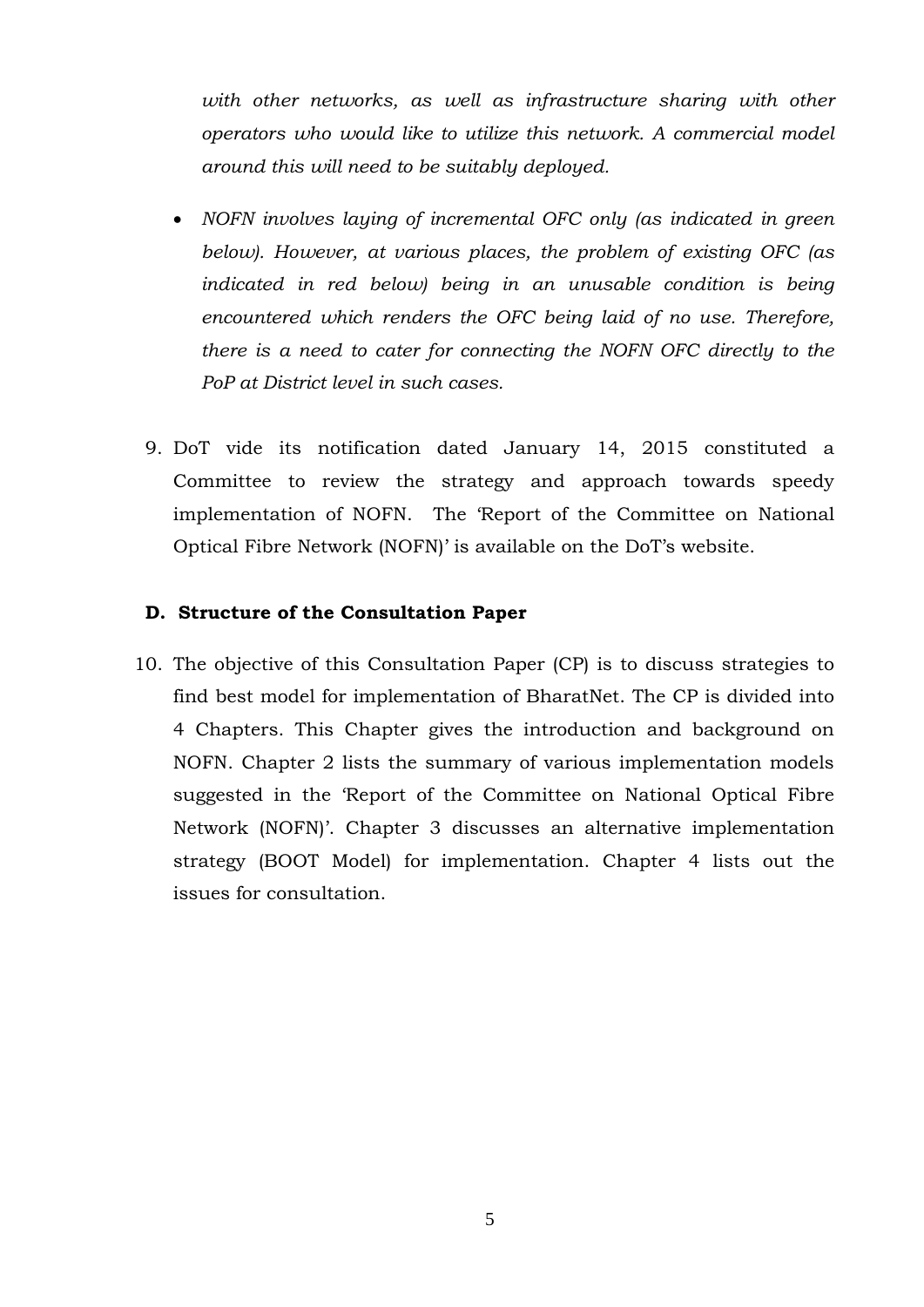*with other networks, as well as infrastructure sharing with other operators who would like to utilize this network. A commercial model around this will need to be suitably deployed.*

- *NOFN involves laying of incremental OFC only (as indicated in green below). However, at various places, the problem of existing OFC (as indicated in red below) being in an unusable condition is being encountered which renders the OFC being laid of no use. Therefore, there is a need to cater for connecting the NOFN OFC directly to the PoP at District level in such cases.*

9. DoT vide its notification dated January 14, 2015 constituted a Committee to review the strategy and approach towards speedy implementation of NOFN. The 'Report of the Committee on National Optical Fibre Network (NOFN)' is available on the DoT's website.

### D. Structure of the Consultation Paper

10. The objective of this Consultation Paper (CP) is to discuss strategies to find best model for implementation of BharatNet. The CP is divided into 4 Chapters. This Chapter gives the introduction and background on NOFN. Chapter 2 lists the summary of various implementation models suggested in the 'Report of the Committee on National Optical Fibre Network (NOFN)'. Chapter 3 discusses an alternative implementation strategy (BOOT Model) for implementation. Chapter 4 lists out the issues for consultation.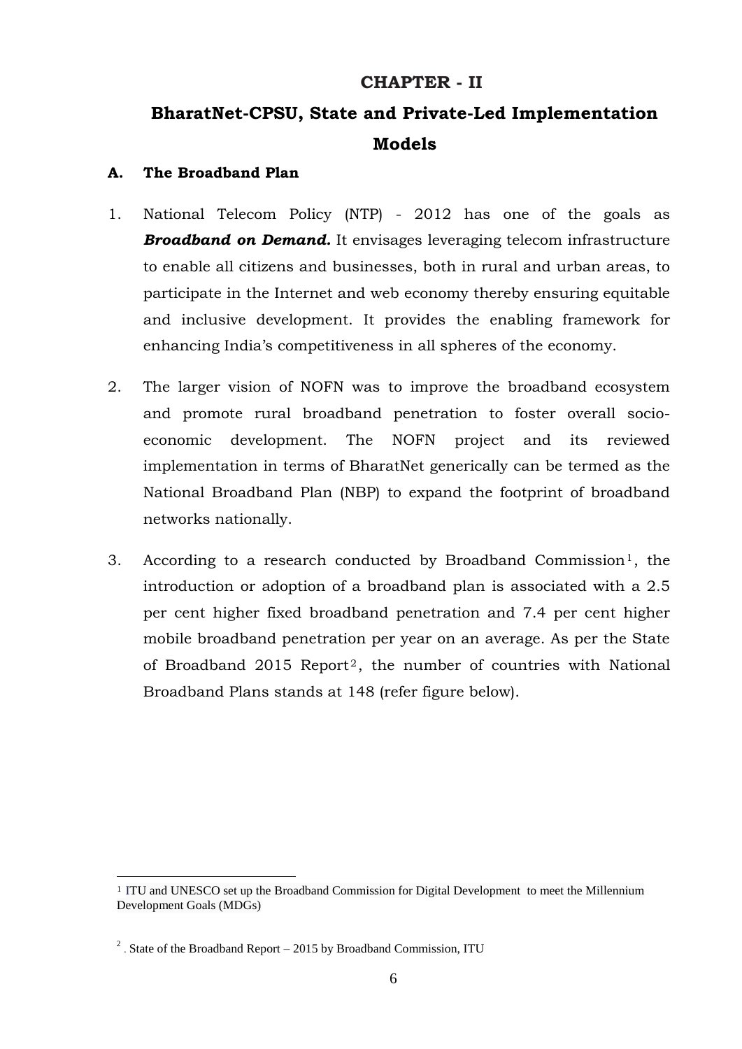# CHAPTER - II

# BharatNet-CPSU, State and Private-Led Implementation Models

## A. The Broadband Plan

1. National Telecom Policy (NTP) - 2012 has one of the goals as ***Broadband on Demand.*** It envisages leveraging telecom infrastructure to enable all citizens and businesses, both in rural and urban areas, to participate in the Internet and web economy thereby ensuring equitable and inclusive development. It provides the enabling framework for enhancing India's competitiveness in all spheres of the economy.

2. The larger vision of NOFN was to improve the broadband ecosystem and promote rural broadband penetration to foster overall socio-economic development. The NOFN project and its reviewed implementation in terms of BharatNet generically can be termed as the National Broadband Plan (NBP) to expand the footprint of broadband networks nationally.

3. According to a research conducted by Broadband Commission[1], the introduction or adoption of a broadband plan is associated with a 2.5 per cent higher fixed broadband penetration and 7.4 per cent higher mobile broadband penetration per year on an average. As per the State of Broadband 2015 Report[2], the number of countries with National Broadband Plans stands at 148 (refer figure below).

---

[1] ITU and UNESCO set up the Broadband Commission for Digital Development to meet the Millennium Development Goals (MDGs)

[2] . State of the Broadband Report – 2015 by Broadband Commission, ITU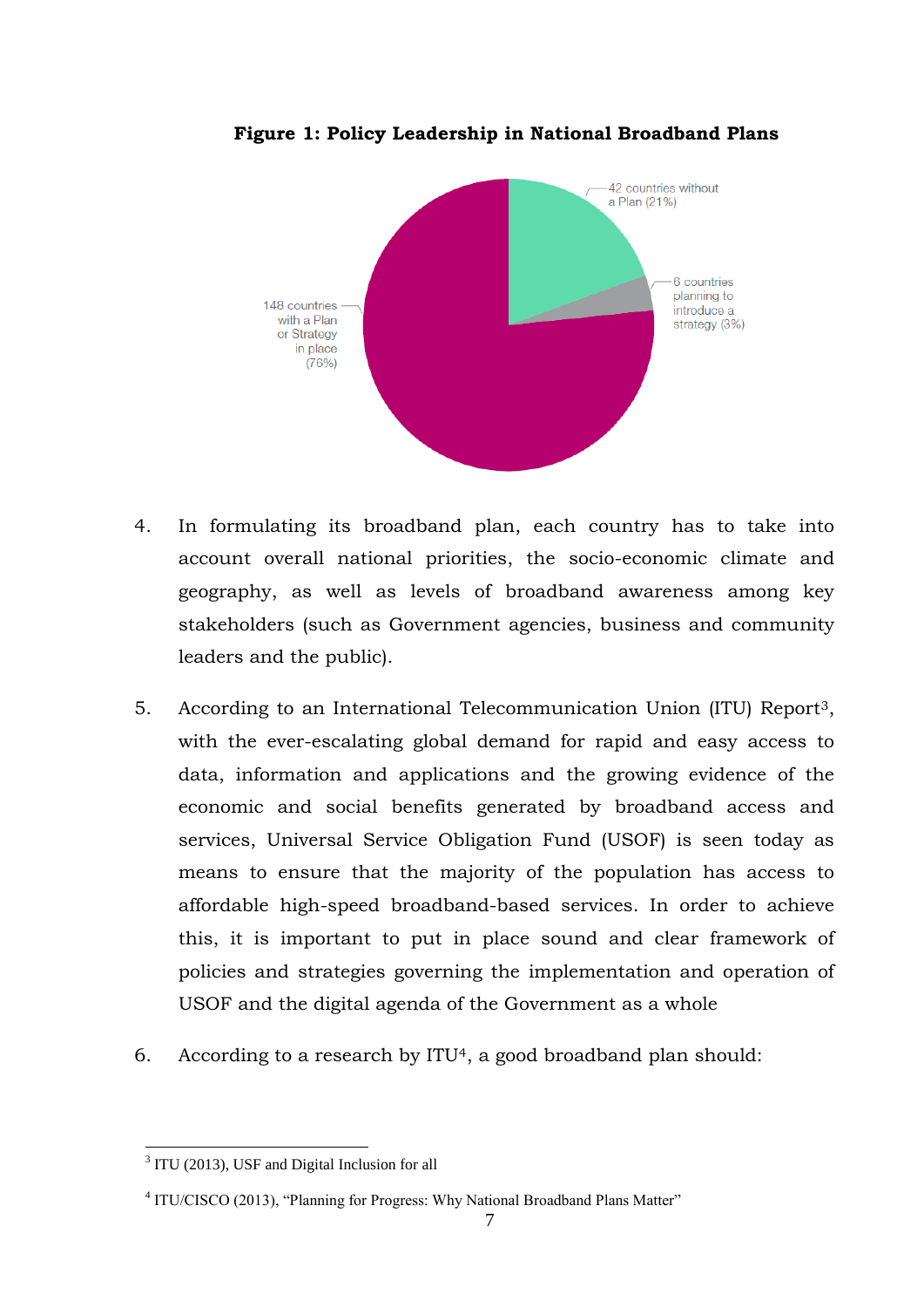**Figure 1: Policy Leadership in National Broadband Plans**

42 countries without a Plan (21%)

6 countries planning to introduce a strategy (3%)

148 countries with a Plan or Strategy in place (76%)

4. In formulating its broadband plan, each country has to take into account overall national priorities, the socio-economic climate and geography, as well as levels of broadband awareness among key stakeholders (such as Government agencies, business and community leaders and the public).

5. According to an International Telecommunication Union (ITU) Report[3], with the ever-escalating global demand for rapid and easy access to data, information and applications and the growing evidence of the economic and social benefits generated by broadband access and services, Universal Service Obligation Fund (USOF) is seen today as means to ensure that the majority of the population has access to affordable high-speed broadband-based services. In order to achieve this, it is important to put in place sound and clear framework of policies and strategies governing the implementation and operation of USOF and the digital agenda of the Government as a whole

6. According to a research by ITU[4], a good broadband plan should:

---

[3] ITU (2013), USF and Digital Inclusion for all

[4] ITU/CISCO (2013), "Planning for Progress: Why National Broadband Plans Matter"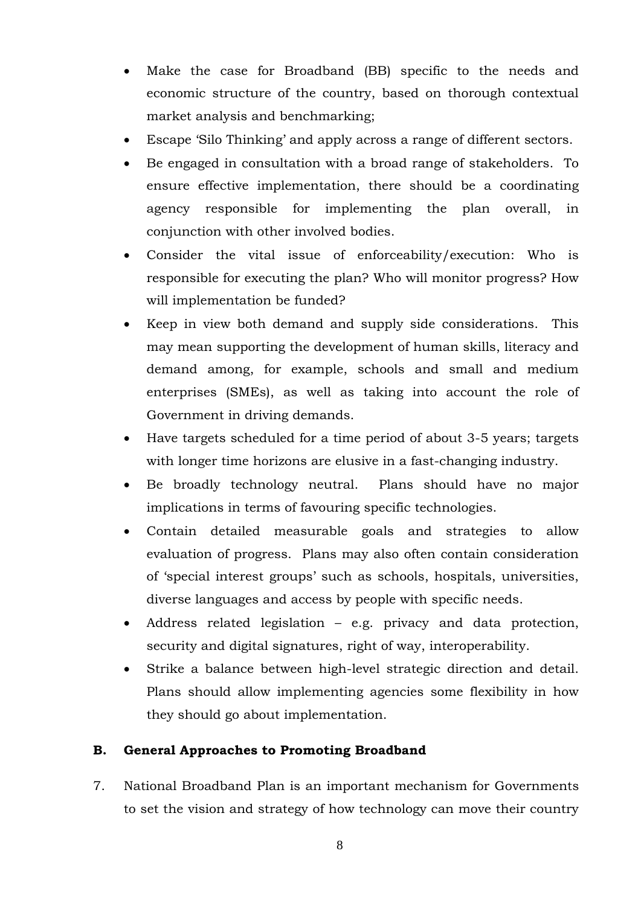- Make the case for Broadband (BB) specific to the needs and economic structure of the country, based on thorough contextual market analysis and benchmarking;
- Escape 'Silo Thinking' and apply across a range of different sectors.
- Be engaged in consultation with a broad range of stakeholders. To ensure effective implementation, there should be a coordinating agency responsible for implementing the plan overall, in conjunction with other involved bodies.
- Consider the vital issue of enforceability/execution: Who is responsible for executing the plan? Who will monitor progress? How will implementation be funded?
- Keep in view both demand and supply side considerations. This may mean supporting the development of human skills, literacy and demand among, for example, schools and small and medium enterprises (SMEs), as well as taking into account the role of Government in driving demands.
- Have targets scheduled for a time period of about 3-5 years; targets with longer time horizons are elusive in a fast-changing industry.
- Be broadly technology neutral. Plans should have no major implications in terms of favouring specific technologies.
- Contain detailed measurable goals and strategies to allow evaluation of progress. Plans may also often contain consideration of 'special interest groups' such as schools, hospitals, universities, diverse languages and access by people with specific needs.
- Address related legislation – e.g. privacy and data protection, security and digital signatures, right of way, interoperability.
- Strike a balance between high-level strategic direction and detail. Plans should allow implementing agencies some flexibility in how they should go about implementation.

## B. General Approaches to Promoting Broadband

7. National Broadband Plan is an important mechanism for Governments to set the vision and strategy of how technology can move their country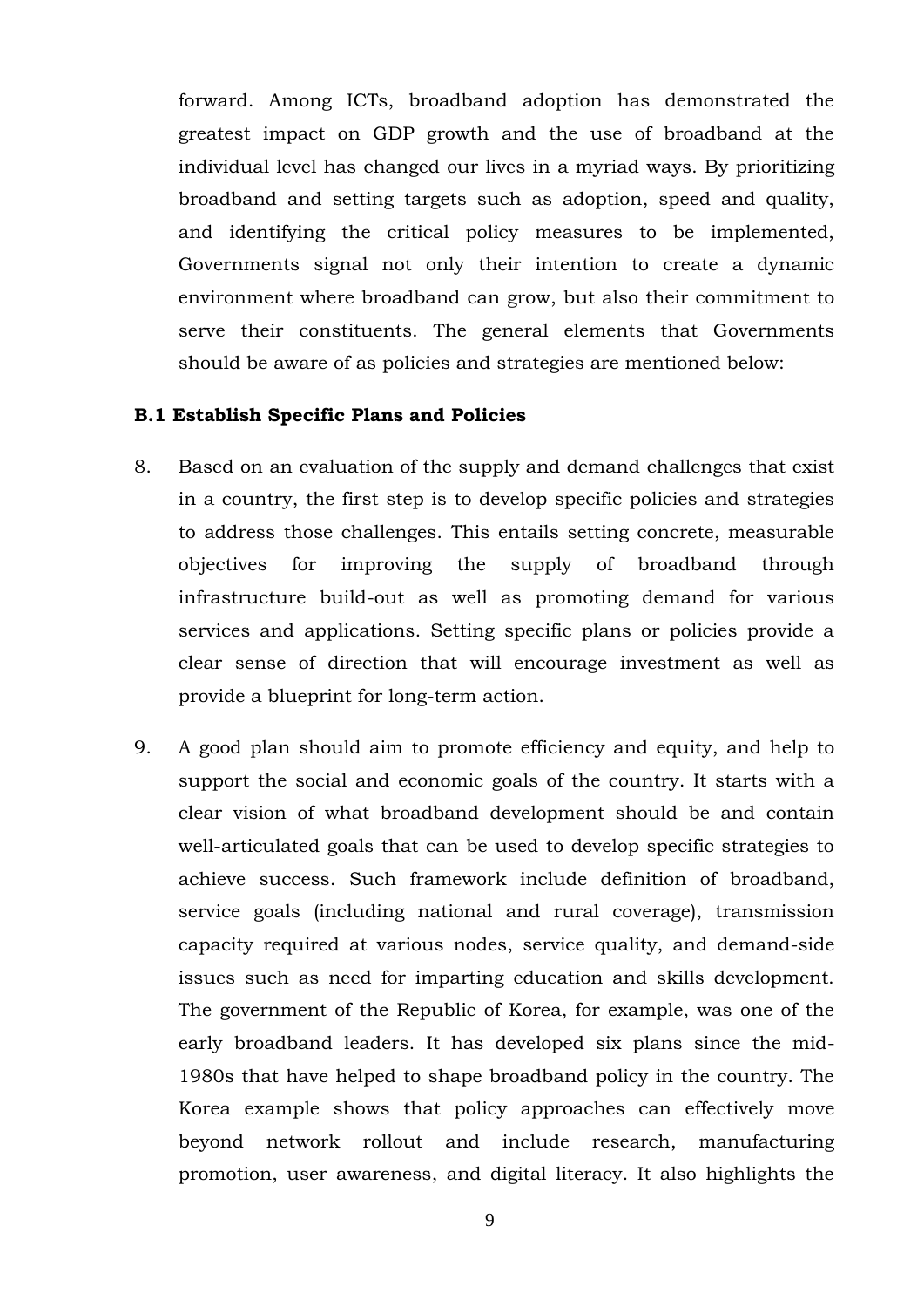forward. Among ICTs, broadband adoption has demonstrated the greatest impact on GDP growth and the use of broadband at the individual level has changed our lives in a myriad ways. By prioritizing broadband and setting targets such as adoption, speed and quality, and identifying the critical policy measures to be implemented, Governments signal not only their intention to create a dynamic environment where broadband can grow, but also their commitment to serve their constituents. The general elements that Governments should be aware of as policies and strategies are mentioned below:

### B.1 Establish Specific Plans and Policies

8. Based on an evaluation of the supply and demand challenges that exist in a country, the first step is to develop specific policies and strategies to address those challenges. This entails setting concrete, measurable objectives for improving the supply of broadband through infrastructure build-out as well as promoting demand for various services and applications. Setting specific plans or policies provide a clear sense of direction that will encourage investment as well as provide a blueprint for long-term action.

9. A good plan should aim to promote efficiency and equity, and help to support the social and economic goals of the country. It starts with a clear vision of what broadband development should be and contain well-articulated goals that can be used to develop specific strategies to achieve success. Such framework include definition of broadband, service goals (including national and rural coverage), transmission capacity required at various nodes, service quality, and demand-side issues such as need for imparting education and skills development. The government of the Republic of Korea, for example, was one of the early broadband leaders. It has developed six plans since the mid-1980s that have helped to shape broadband policy in the country. The Korea example shows that policy approaches can effectively move beyond network rollout and include research, manufacturing promotion, user awareness, and digital literacy. It also highlights the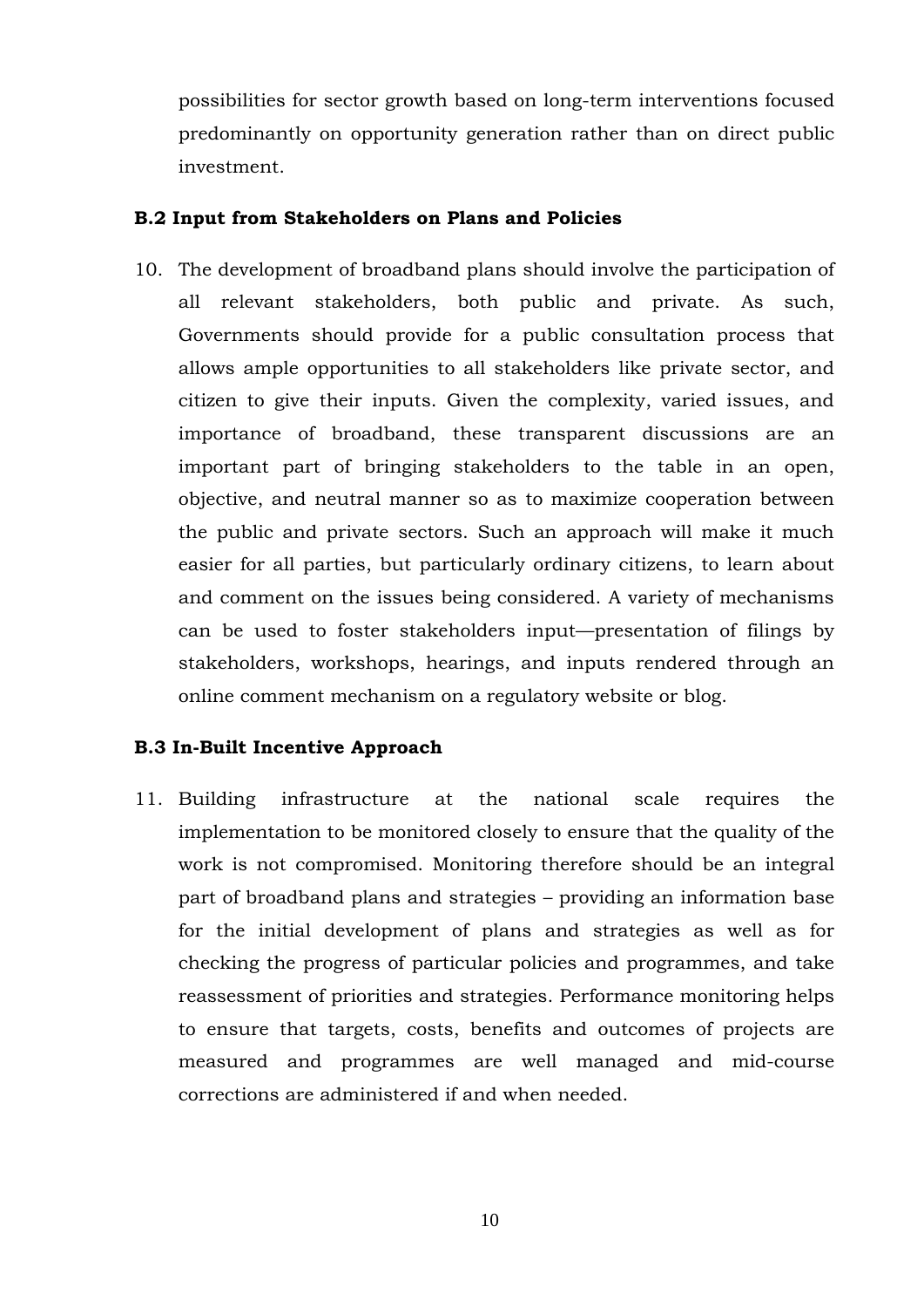possibilities for sector growth based on long-term interventions focused predominantly on opportunity generation rather than on direct public investment.

### B.2 Input from Stakeholders on Plans and Policies

10. The development of broadband plans should involve the participation of all relevant stakeholders, both public and private. As such, Governments should provide for a public consultation process that allows ample opportunities to all stakeholders like private sector, and citizen to give their inputs. Given the complexity, varied issues, and importance of broadband, these transparent discussions are an important part of bringing stakeholders to the table in an open, objective, and neutral manner so as to maximize cooperation between the public and private sectors. Such an approach will make it much easier for all parties, but particularly ordinary citizens, to learn about and comment on the issues being considered. A variety of mechanisms can be used to foster stakeholders input—presentation of filings by stakeholders, workshops, hearings, and inputs rendered through an online comment mechanism on a regulatory website or blog.

### B.3 In-Built Incentive Approach

11. Building infrastructure at the national scale requires the implementation to be monitored closely to ensure that the quality of the work is not compromised. Monitoring therefore should be an integral part of broadband plans and strategies – providing an information base for the initial development of plans and strategies as well as for checking the progress of particular policies and programmes, and take reassessment of priorities and strategies. Performance monitoring helps to ensure that targets, costs, benefits and outcomes of projects are measured and programmes are well managed and mid-course corrections are administered if and when needed.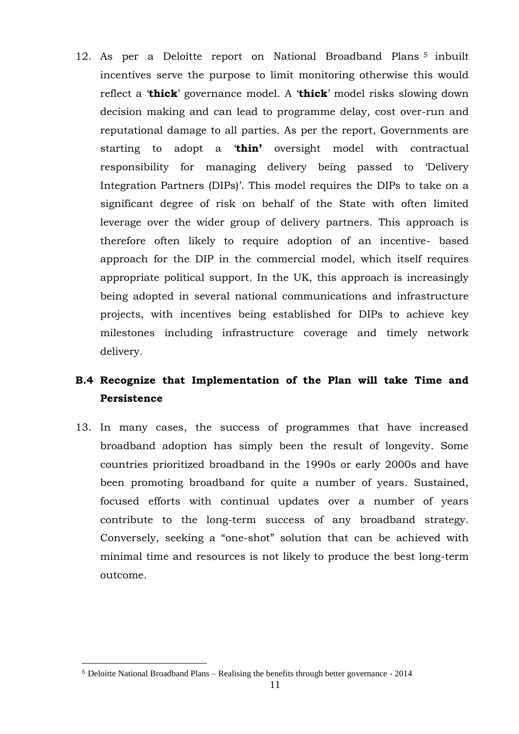12. As per a Deloitte report on National Broadband Plans [5] inbuilt incentives serve the purpose to limit monitoring otherwise this would reflect a '**thick**' governance model. A '**thick**' model risks slowing down decision making and can lead to programme delay, cost over-run and reputational damage to all parties. As per the report, Governments are starting to adopt a '**thin'** oversight model with contractual responsibility for managing delivery being passed to 'Delivery Integration Partners (DIPs)'. This model requires the DIPs to take on a significant degree of risk on behalf of the State with often limited leverage over the wider group of delivery partners. This approach is therefore often likely to require adoption of an incentive- based approach for the DIP in the commercial model, which itself requires appropriate political support. In the UK, this approach is increasingly being adopted in several national communications and infrastructure projects, with incentives being established for DIPs to achieve key milestones including infrastructure coverage and timely network delivery.

## B.4 Recognize that Implementation of the Plan will take Time and Persistence

13. In many cases, the success of programmes that have increased broadband adoption has simply been the result of longevity. Some countries prioritized broadband in the 1990s or early 2000s and have been promoting broadband for quite a number of years. Sustained, focused efforts with continual updates over a number of years contribute to the long-term success of any broadband strategy. Conversely, seeking a "one-shot" solution that can be achieved with minimal time and resources is not likely to produce the best long-term outcome.

[5] Deloitte National Broadband Plans – Realising the benefits through better governance - 2014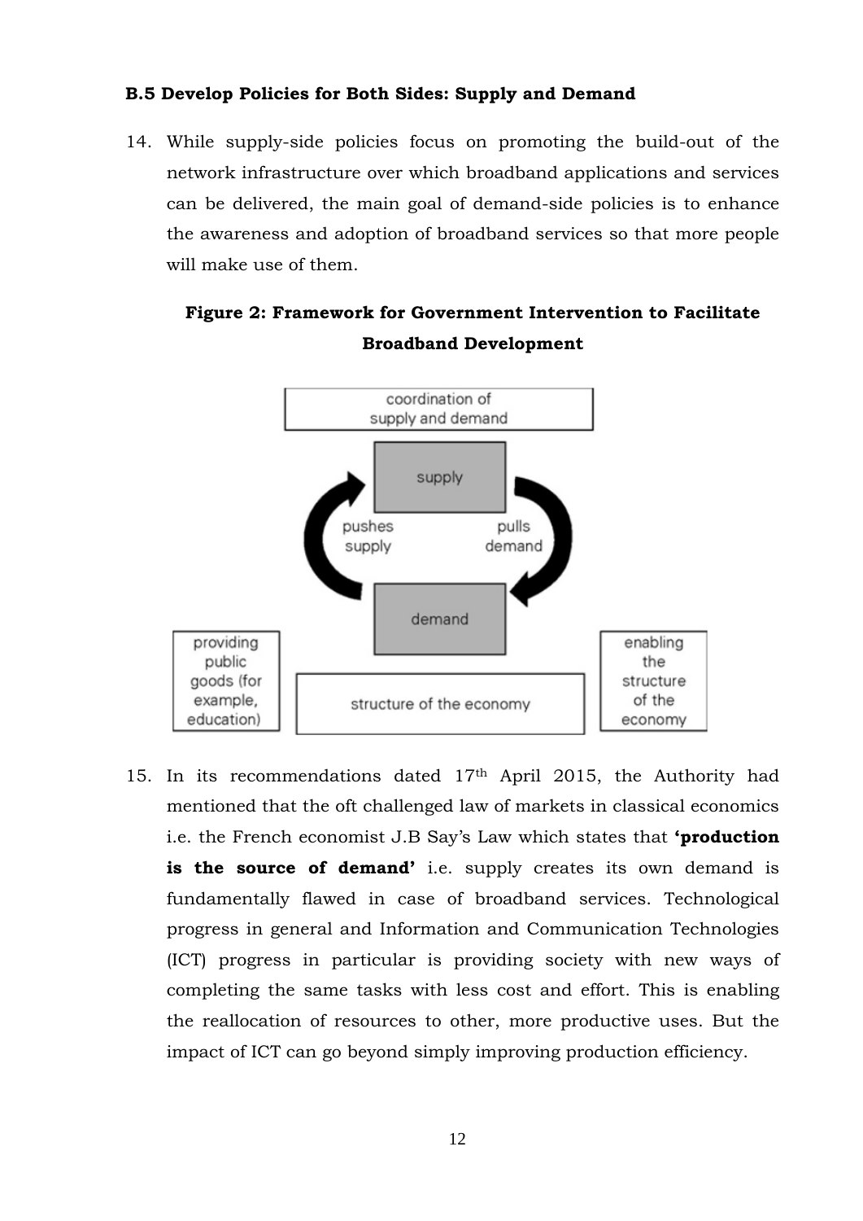**B.5 Develop Policies for Both Sides: Supply and Demand**

14. While supply-side policies focus on promoting the build-out of the network infrastructure over which broadband applications and services can be delivered, the main goal of demand-side policies is to enhance the awareness and adoption of broadband services so that more people will make use of them.

**Figure 2: Framework for Government Intervention to Facilitate Broadband Development**

15. In its recommendations dated 17th April 2015, the Authority had mentioned that the oft challenged law of markets in classical economics i.e. the French economist J.B Say's Law which states that **'production is the source of demand'** i.e. supply creates its own demand is fundamentally flawed in case of broadband services. Technological progress in general and Information and Communication Technologies (ICT) progress in particular is providing society with new ways of completing the same tasks with less cost and effort. This is enabling the reallocation of resources to other, more productive uses. But the impact of ICT can go beyond simply improving production efficiency.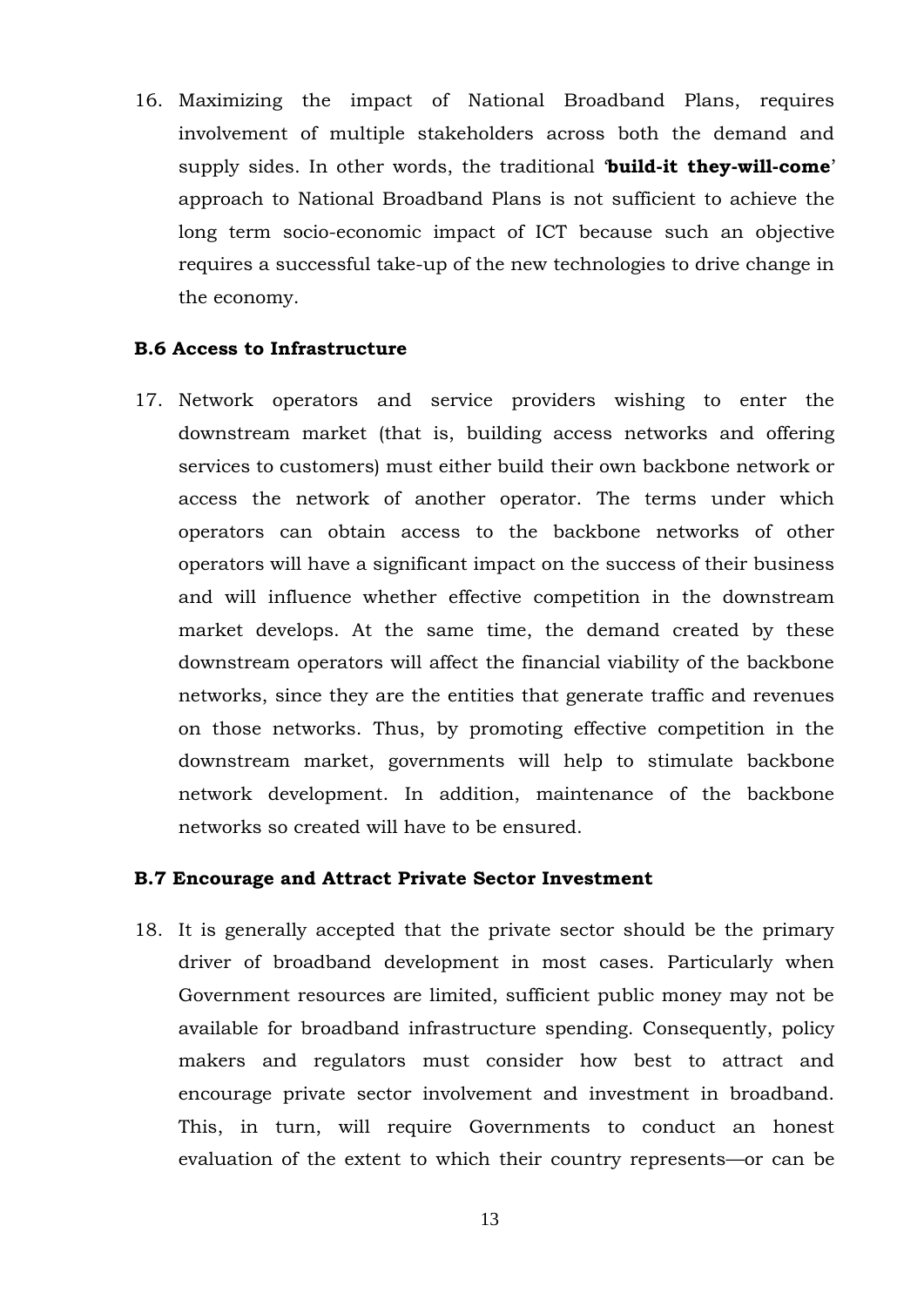16. Maximizing the impact of National Broadband Plans, requires involvement of multiple stakeholders across both the demand and supply sides. In other words, the traditional '**build-it they-will-come**' approach to National Broadband Plans is not sufficient to achieve the long term socio-economic impact of ICT because such an objective requires a successful take-up of the new technologies to drive change in the economy.

### B.6 Access to Infrastructure

17. Network operators and service providers wishing to enter the downstream market (that is, building access networks and offering services to customers) must either build their own backbone network or access the network of another operator. The terms under which operators can obtain access to the backbone networks of other operators will have a significant impact on the success of their business and will influence whether effective competition in the downstream market develops. At the same time, the demand created by these downstream operators will affect the financial viability of the backbone networks, since they are the entities that generate traffic and revenues on those networks. Thus, by promoting effective competition in the downstream market, governments will help to stimulate backbone network development. In addition, maintenance of the backbone networks so created will have to be ensured.

### B.7 Encourage and Attract Private Sector Investment

18. It is generally accepted that the private sector should be the primary driver of broadband development in most cases. Particularly when Government resources are limited, sufficient public money may not be available for broadband infrastructure spending. Consequently, policy makers and regulators must consider how best to attract and encourage private sector involvement and investment in broadband. This, in turn, will require Governments to conduct an honest evaluation of the extent to which their country represents—or can be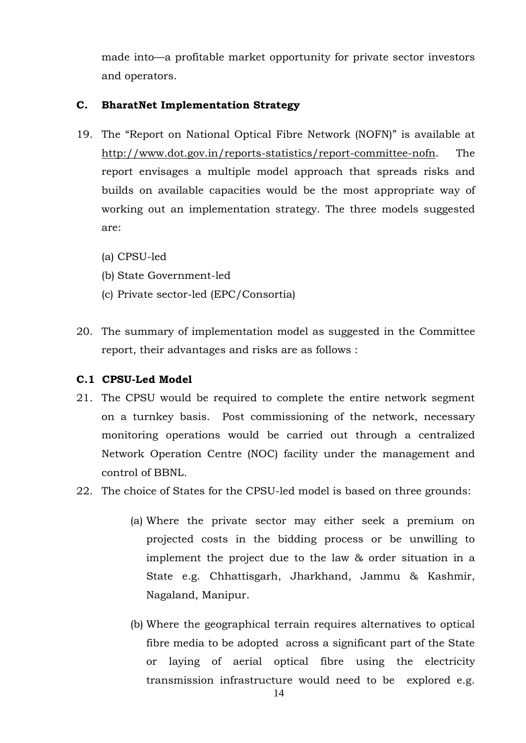made into—a profitable market opportunity for private sector investors and operators.

## C. BharatNet Implementation Strategy

19. The "Report on National Optical Fibre Network (NOFN)" is available at http://www.dot.gov.in/reports-statistics/report-committee-nofn. The report envisages a multiple model approach that spreads risks and builds on available capacities would be the most appropriate way of working out an implementation strategy. The three models suggested are:

    (a) CPSU-led
    (b) State Government-led
    (c) Private sector-led (EPC/Consortia)

20. The summary of implementation model as suggested in the Committee report, their advantages and risks are as follows :

### C.1 CPSU-Led Model

21. The CPSU would be required to complete the entire network segment on a turnkey basis. Post commissioning of the network, necessary monitoring operations would be carried out through a centralized Network Operation Centre (NOC) facility under the management and control of BBNL.
22. The choice of States for the CPSU-led model is based on three grounds:

    (a) Where the private sector may either seek a premium on projected costs in the bidding process or be unwilling to implement the project due to the law & order situation in a State e.g. Chhattisgarh, Jharkhand, Jammu & Kashmir, Nagaland, Manipur.

    (b) Where the geographical terrain requires alternatives to optical fibre media to be adopted across a significant part of the State or laying of aerial optical fibre using the electricity transmission infrastructure would need to be explored e.g.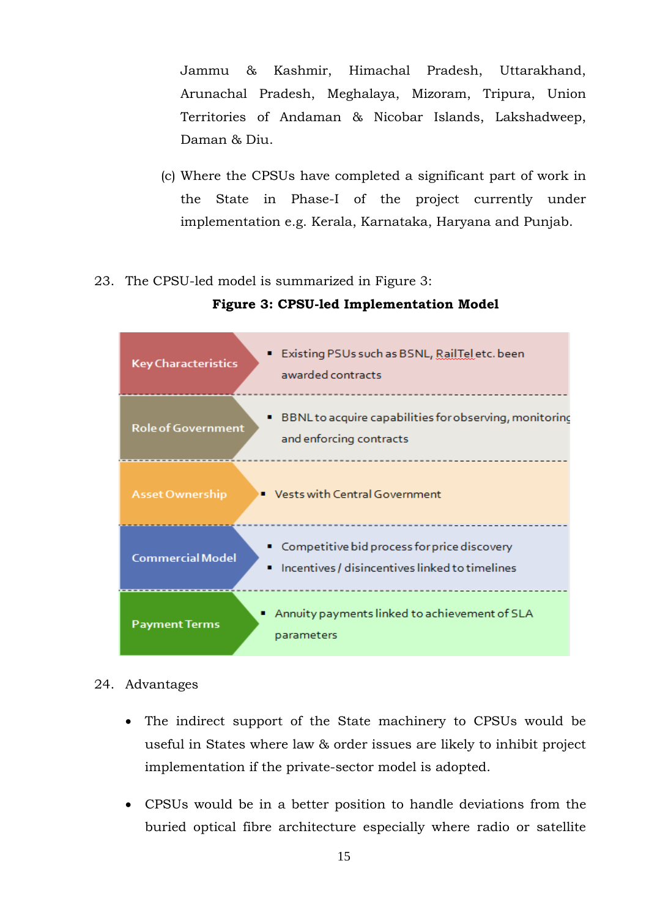Jammu & Kashmir, Himachal Pradesh, Uttarakhand, Arunachal Pradesh, Meghalaya, Mizoram, Tripura, Union Territories of Andaman & Nicobar Islands, Lakshadweep, Daman & Diu.

(c) Where the CPSUs have completed a significant part of work in the State in Phase-I of the project currently under implementation e.g. Kerala, Karnataka, Haryana and Punjab.

23. The CPSU-led model is summarized in Figure 3:

**Figure 3: CPSU-led Implementation Model**

| | |
|---|---|
| Key Characteristics | ▪ Existing PSUs such as BSNL, RailTel etc. been awarded contracts |
| Role of Government | ▪ BBNL to acquire capabilities for observing, monitoring and enforcing contracts |
| Asset Ownership | ▪ Vests with Central Government |
| Commercial Model | ▪ Competitive bid process for price discovery<br>▪ Incentives / disincentives linked to timelines |
| Payment Terms | ▪ Annuity payments linked to achievement of SLA parameters |

24. Advantages

- The indirect support of the State machinery to CPSUs would be useful in States where law & order issues are likely to inhibit project implementation if the private-sector model is adopted.

- CPSUs would be in a better position to handle deviations from the buried optical fibre architecture especially where radio or satellite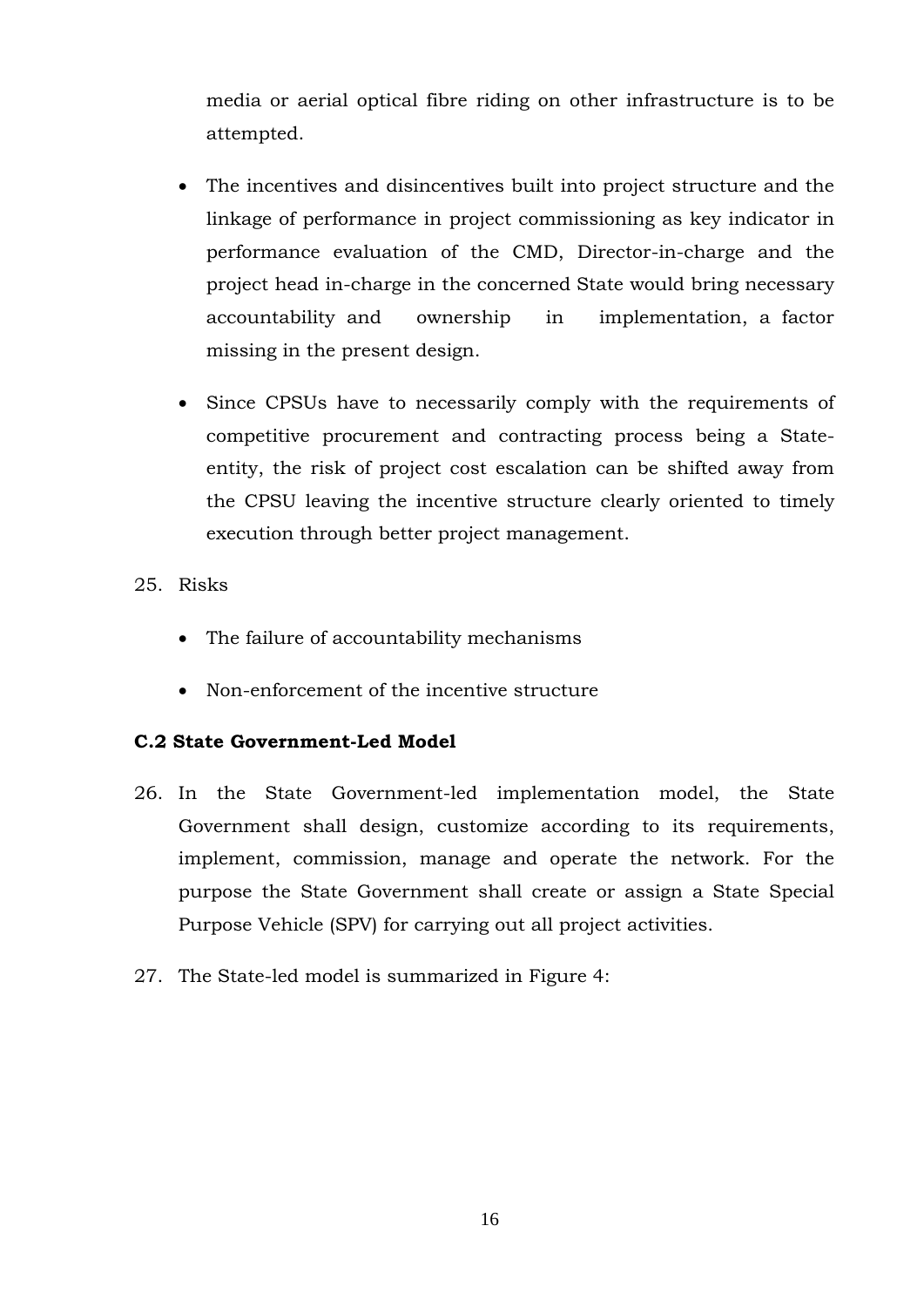media or aerial optical fibre riding on other infrastructure is to be attempted.

- The incentives and disincentives built into project structure and the linkage of performance in project commissioning as key indicator in performance evaluation of the CMD, Director-in-charge and the project head in-charge in the concerned State would bring necessary accountability and ownership in implementation, a factor missing in the present design.

- Since CPSUs have to necessarily comply with the requirements of competitive procurement and contracting process being a State-entity, the risk of project cost escalation can be shifted away from the CPSU leaving the incentive structure clearly oriented to timely execution through better project management.

25. Risks

    - The failure of accountability mechanisms

    - Non-enforcement of the incentive structure

**C.2 State Government-Led Model**

26. In the State Government-led implementation model, the State Government shall design, customize according to its requirements, implement, commission, manage and operate the network. For the purpose the State Government shall create or assign a State Special Purpose Vehicle (SPV) for carrying out all project activities.

27. The State-led model is summarized in Figure 4: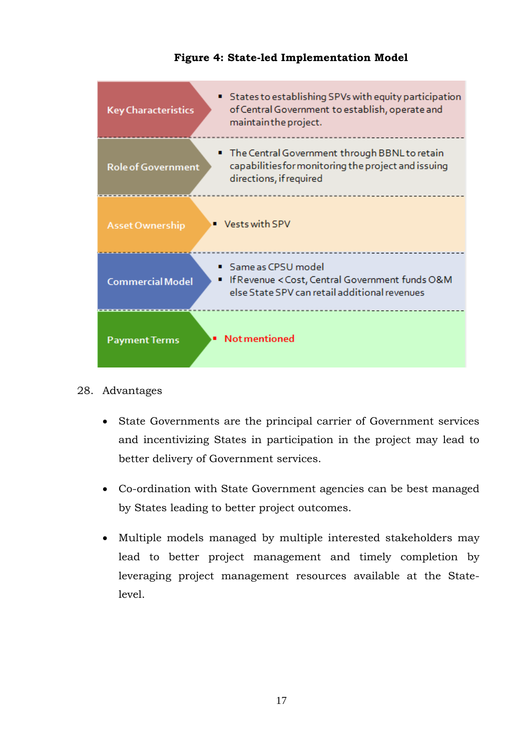**Figure 4: State-led Implementation Model**

| | |
|---|---|
| Key Characteristics | ▪ States to establishing SPVs with equity participation of Central Government to establish, operate and maintain the project. |
| Role of Government | ▪ The Central Government through BBNL to retain capabilities for monitoring the project and issuing directions, if required |
| Asset Ownership | ▪ Vests with SPV |
| Commercial Model | ▪ Same as CPSU model<br>▪ If Revenue < Cost, Central Government funds O&M else State SPV can retail additional revenues |
| Payment Terms | ▪ Not mentioned |

28. Advantages

- State Governments are the principal carrier of Government services and incentivizing States in participation in the project may lead to better delivery of Government services.

- Co-ordination with State Government agencies can be best managed by States leading to better project outcomes.

- Multiple models managed by multiple interested stakeholders may lead to better project management and timely completion by leveraging project management resources available at the State-level.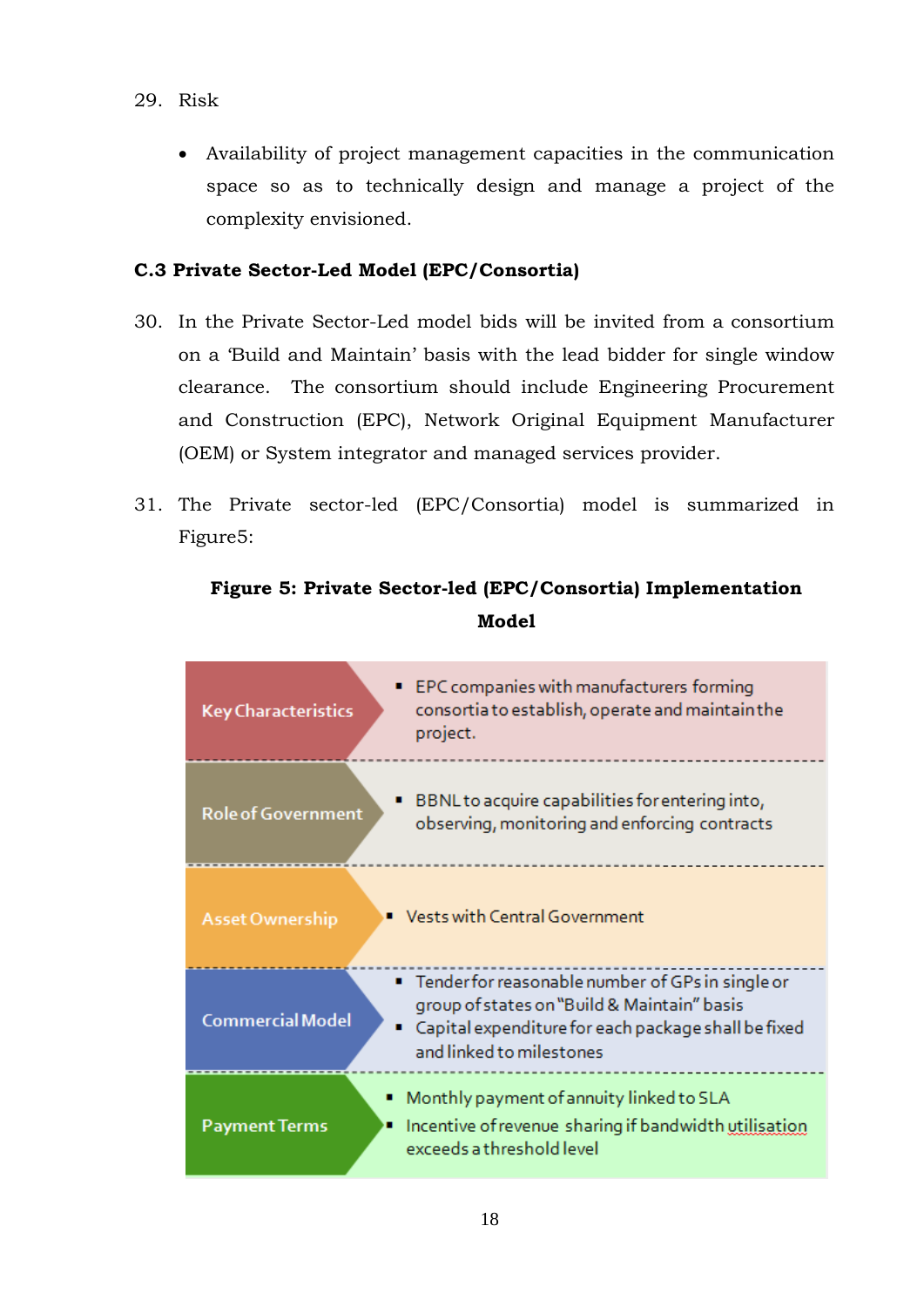29. Risk

- Availability of project management capacities in the communication space so as to technically design and manage a project of the complexity envisioned.

**C.3 Private Sector-Led Model (EPC/Consortia)**

30. In the Private Sector-Led model bids will be invited from a consortium on a 'Build and Maintain' basis with the lead bidder for single window clearance. The consortium should include Engineering Procurement and Construction (EPC), Network Original Equipment Manufacturer (OEM) or System integrator and managed services provider.

31. The Private sector-led (EPC/Consortia) model is summarized in Figure5:

**Figure 5: Private Sector-led (EPC/Consortia) Implementation Model**

| | |
|---|---|
| Key Characteristics | ▪ EPC companies with manufacturers forming consortia to establish, operate and maintain the project. |
| Role of Government | ▪ BBNL to acquire capabilities for entering into, observing, monitoring and enforcing contracts |
| Asset Ownership | ▪ Vests with Central Government |
| Commercial Model | ▪ Tender for reasonable number of GPs in single or group of states on "Build & Maintain" basis<br>▪ Capital expenditure for each package shall be fixed and linked to milestones |
| Payment Terms | ▪ Monthly payment of annuity linked to SLA<br>▪ Incentive of revenue sharing if bandwidth utilisation exceeds a threshold level |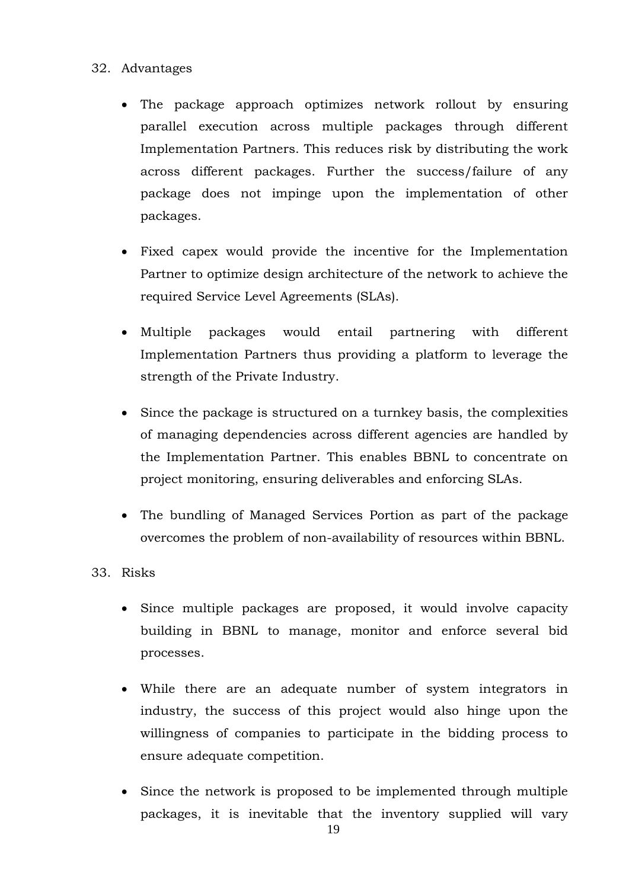32. Advantages

   - The package approach optimizes network rollout by ensuring parallel execution across multiple packages through different Implementation Partners. This reduces risk by distributing the work across different packages. Further the success/failure of any package does not impinge upon the implementation of other packages.

   - Fixed capex would provide the incentive for the Implementation Partner to optimize design architecture of the network to achieve the required Service Level Agreements (SLAs).

   - Multiple packages would entail partnering with different Implementation Partners thus providing a platform to leverage the strength of the Private Industry.

   - Since the package is structured on a turnkey basis, the complexities of managing dependencies across different agencies are handled by the Implementation Partner. This enables BBNL to concentrate on project monitoring, ensuring deliverables and enforcing SLAs.

   - The bundling of Managed Services Portion as part of the package overcomes the problem of non-availability of resources within BBNL.

33. Risks

   - Since multiple packages are proposed, it would involve capacity building in BBNL to manage, monitor and enforce several bid processes.

   - While there are an adequate number of system integrators in industry, the success of this project would also hinge upon the willingness of companies to participate in the bidding process to ensure adequate competition.

   - Since the network is proposed to be implemented through multiple packages, it is inevitable that the inventory supplied will vary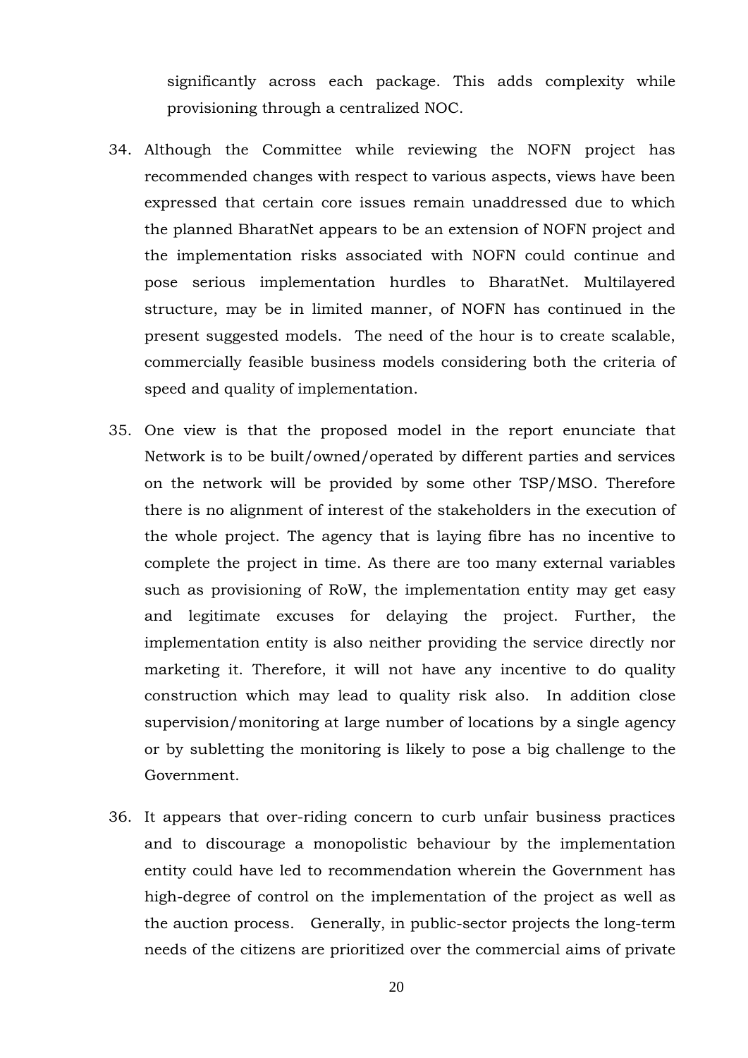significantly across each package. This adds complexity while provisioning through a centralized NOC.

34. Although the Committee while reviewing the NOFN project has recommended changes with respect to various aspects, views have been expressed that certain core issues remain unaddressed due to which the planned BharatNet appears to be an extension of NOFN project and the implementation risks associated with NOFN could continue and pose serious implementation hurdles to BharatNet. Multilayered structure, may be in limited manner, of NOFN has continued in the present suggested models. The need of the hour is to create scalable, commercially feasible business models considering both the criteria of speed and quality of implementation.

35. One view is that the proposed model in the report enunciate that Network is to be built/owned/operated by different parties and services on the network will be provided by some other TSP/MSO. Therefore there is no alignment of interest of the stakeholders in the execution of the whole project. The agency that is laying fibre has no incentive to complete the project in time. As there are too many external variables such as provisioning of RoW, the implementation entity may get easy and legitimate excuses for delaying the project. Further, the implementation entity is also neither providing the service directly nor marketing it. Therefore, it will not have any incentive to do quality construction which may lead to quality risk also. In addition close supervision/monitoring at large number of locations by a single agency or by subletting the monitoring is likely to pose a big challenge to the Government.

36. It appears that over-riding concern to curb unfair business practices and to discourage a monopolistic behaviour by the implementation entity could have led to recommendation wherein the Government has high-degree of control on the implementation of the project as well as the auction process. Generally, in public-sector projects the long-term needs of the citizens are prioritized over the commercial aims of private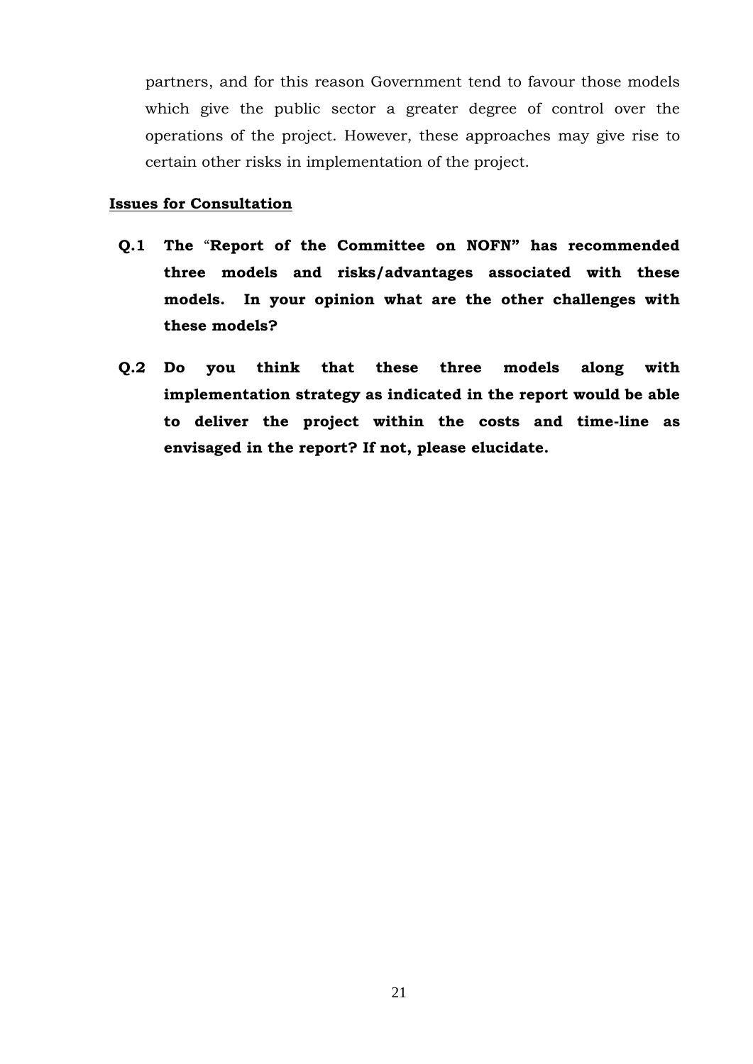partners, and for this reason Government tend to favour those models which give the public sector a greater degree of control over the operations of the project. However, these approaches may give rise to certain other risks in implementation of the project.

**Issues for Consultation**

**Q.1 The "Report of the Committee on NOFN" has recommended three models and risks/advantages associated with these models. In your opinion what are the other challenges with these models?**

**Q.2 Do you think that these three models along with implementation strategy as indicated in the report would be able to deliver the project within the costs and time-line as envisaged in the report? If not, please elucidate.**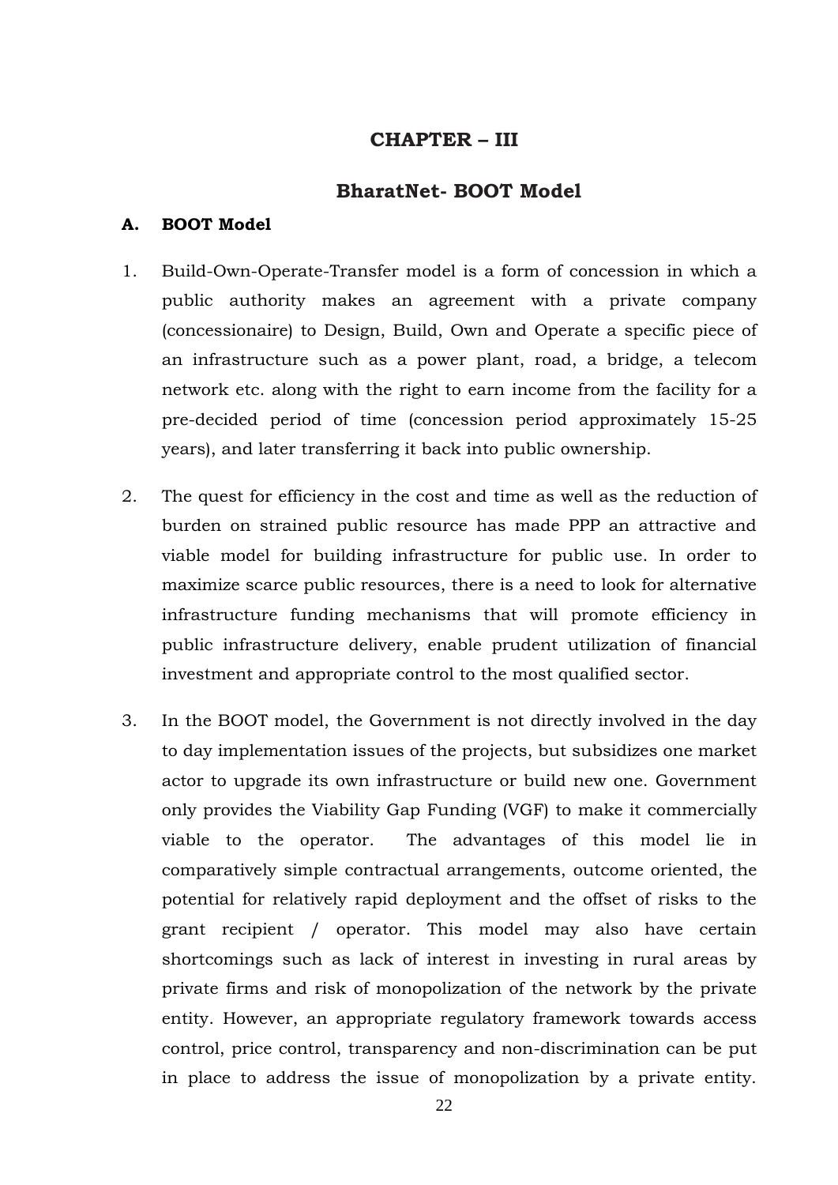# CHAPTER – III

## BharatNet- BOOT Model

### A. BOOT Model

1. Build-Own-Operate-Transfer model is a form of concession in which a public authority makes an agreement with a private company (concessionaire) to Design, Build, Own and Operate a specific piece of an infrastructure such as a power plant, road, a bridge, a telecom network etc. along with the right to earn income from the facility for a pre-decided period of time (concession period approximately 15-25 years), and later transferring it back into public ownership.

2. The quest for efficiency in the cost and time as well as the reduction of burden on strained public resource has made PPP an attractive and viable model for building infrastructure for public use. In order to maximize scarce public resources, there is a need to look for alternative infrastructure funding mechanisms that will promote efficiency in public infrastructure delivery, enable prudent utilization of financial investment and appropriate control to the most qualified sector.

3. In the BOOT model, the Government is not directly involved in the day to day implementation issues of the projects, but subsidizes one market actor to upgrade its own infrastructure or build new one. Government only provides the Viability Gap Funding (VGF) to make it commercially viable to the operator. The advantages of this model lie in comparatively simple contractual arrangements, outcome oriented, the potential for relatively rapid deployment and the offset of risks to the grant recipient / operator. This model may also have certain shortcomings such as lack of interest in investing in rural areas by private firms and risk of monopolization of the network by the private entity. However, an appropriate regulatory framework towards access control, price control, transparency and non-discrimination can be put in place to address the issue of monopolization by a private entity.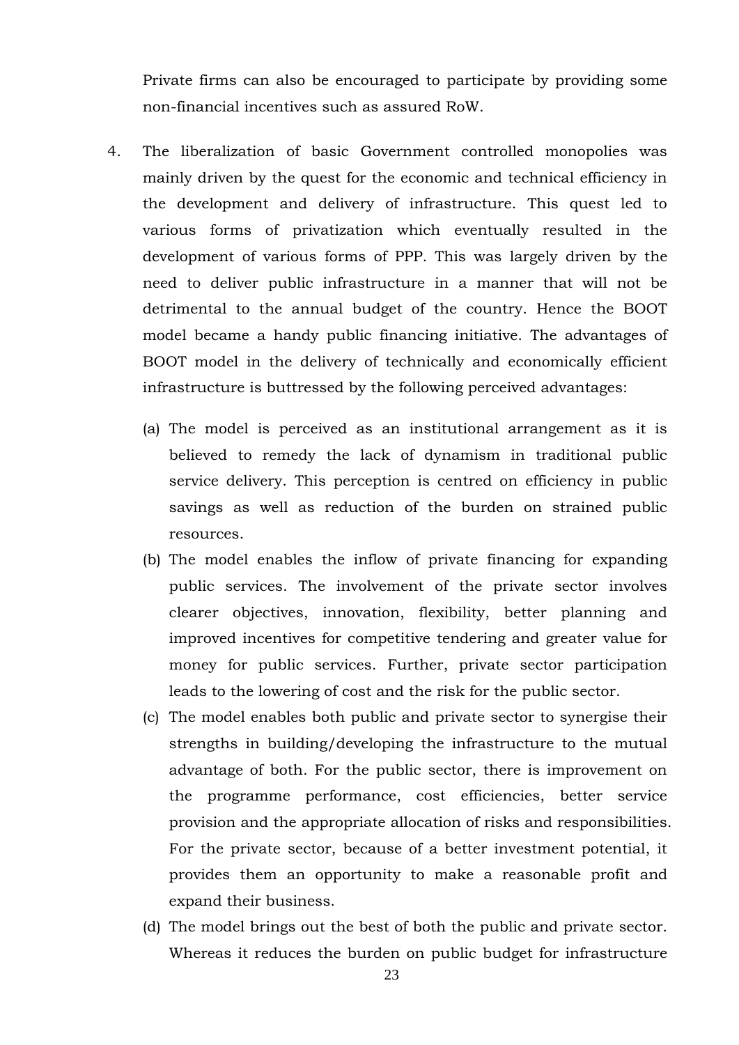Private firms can also be encouraged to participate by providing some non-financial incentives such as assured RoW.

4. The liberalization of basic Government controlled monopolies was mainly driven by the quest for the economic and technical efficiency in the development and delivery of infrastructure. This quest led to various forms of privatization which eventually resulted in the development of various forms of PPP. This was largely driven by the need to deliver public infrastructure in a manner that will not be detrimental to the annual budget of the country. Hence the BOOT model became a handy public financing initiative. The advantages of BOOT model in the delivery of technically and economically efficient infrastructure is buttressed by the following perceived advantages:

   (a) The model is perceived as an institutional arrangement as it is believed to remedy the lack of dynamism in traditional public service delivery. This perception is centred on efficiency in public savings as well as reduction of the burden on strained public resources.

   (b) The model enables the inflow of private financing for expanding public services. The involvement of the private sector involves clearer objectives, innovation, flexibility, better planning and improved incentives for competitive tendering and greater value for money for public services. Further, private sector participation leads to the lowering of cost and the risk for the public sector.

   (c) The model enables both public and private sector to synergise their strengths in building/developing the infrastructure to the mutual advantage of both. For the public sector, there is improvement on the programme performance, cost efficiencies, better service provision and the appropriate allocation of risks and responsibilities. For the private sector, because of a better investment potential, it provides them an opportunity to make a reasonable profit and expand their business.

   (d) The model brings out the best of both the public and private sector. Whereas it reduces the burden on public budget for infrastructure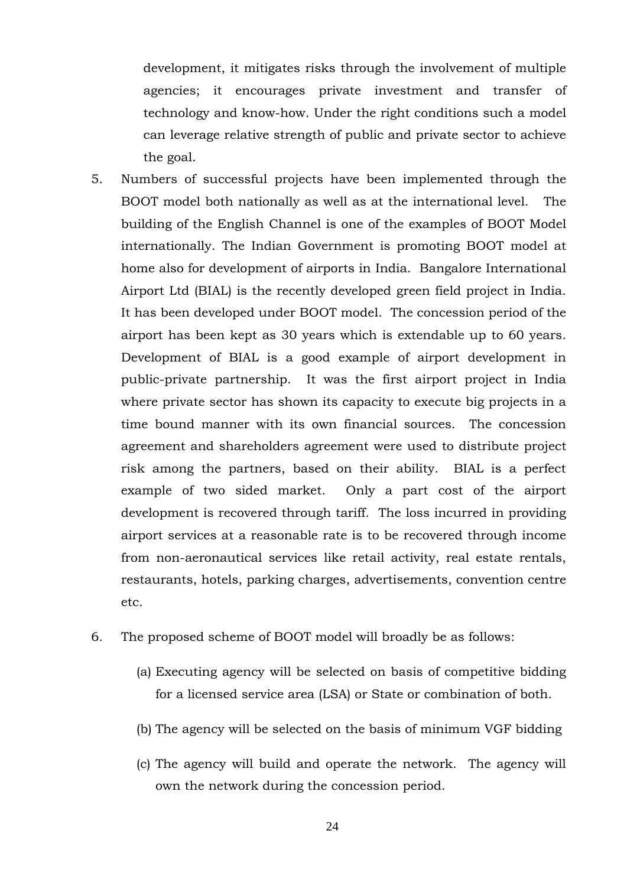development, it mitigates risks through the involvement of multiple agencies; it encourages private investment and transfer of technology and know-how. Under the right conditions such a model can leverage relative strength of public and private sector to achieve the goal.

5. Numbers of successful projects have been implemented through the BOOT model both nationally as well as at the international level. The building of the English Channel is one of the examples of BOOT Model internationally. The Indian Government is promoting BOOT model at home also for development of airports in India. Bangalore International Airport Ltd (BIAL) is the recently developed green field project in India. It has been developed under BOOT model. The concession period of the airport has been kept as 30 years which is extendable up to 60 years. Development of BIAL is a good example of airport development in public-private partnership. It was the first airport project in India where private sector has shown its capacity to execute big projects in a time bound manner with its own financial sources. The concession agreement and shareholders agreement were used to distribute project risk among the partners, based on their ability. BIAL is a perfect example of two sided market. Only a part cost of the airport development is recovered through tariff. The loss incurred in providing airport services at a reasonable rate is to be recovered through income from non-aeronautical services like retail activity, real estate rentals, restaurants, hotels, parking charges, advertisements, convention centre etc.

6. The proposed scheme of BOOT model will broadly be as follows:

   (a) Executing agency will be selected on basis of competitive bidding for a licensed service area (LSA) or State or combination of both.

   (b) The agency will be selected on the basis of minimum VGF bidding

   (c) The agency will build and operate the network. The agency will own the network during the concession period.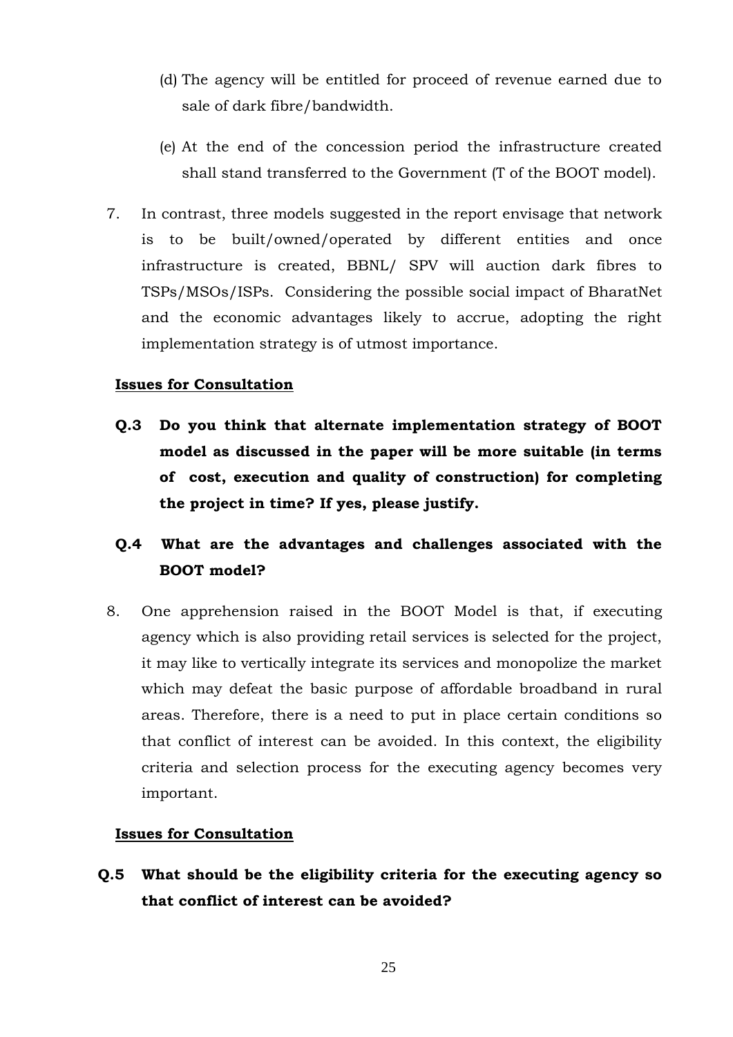(d) The agency will be entitled for proceed of revenue earned due to sale of dark fibre/bandwidth.

(e) At the end of the concession period the infrastructure created shall stand transferred to the Government (T of the BOOT model).

7. In contrast, three models suggested in the report envisage that network is to be built/owned/operated by different entities and once infrastructure is created, BBNL/ SPV will auction dark fibres to TSPs/MSOs/ISPs. Considering the possible social impact of BharatNet and the economic advantages likely to accrue, adopting the right implementation strategy is of utmost importance.

**Issues for Consultation**

**Q.3 Do you think that alternate implementation strategy of BOOT model as discussed in the paper will be more suitable (in terms of cost, execution and quality of construction) for completing the project in time? If yes, please justify.**

**Q.4 What are the advantages and challenges associated with the BOOT model?**

8. One apprehension raised in the BOOT Model is that, if executing agency which is also providing retail services is selected for the project, it may like to vertically integrate its services and monopolize the market which may defeat the basic purpose of affordable broadband in rural areas. Therefore, there is a need to put in place certain conditions so that conflict of interest can be avoided. In this context, the eligibility criteria and selection process for the executing agency becomes very important.

**Issues for Consultation**

**Q.5 What should be the eligibility criteria for the executing agency so that conflict of interest can be avoided?**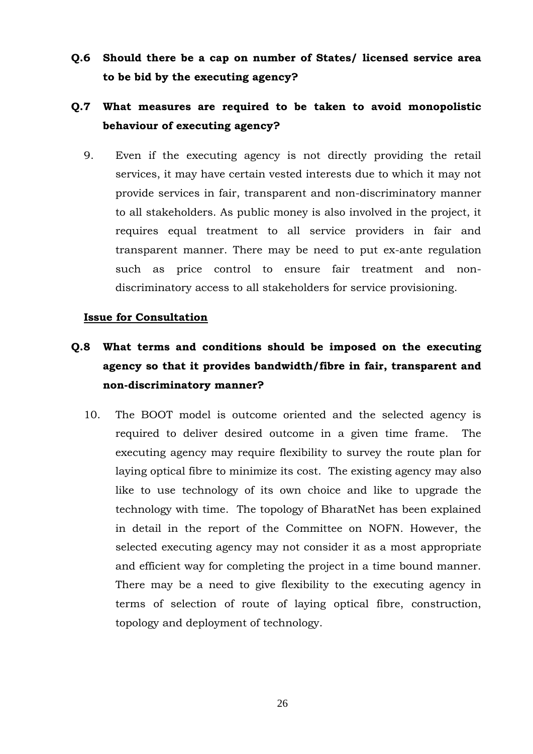**Q.6 Should there be a cap on number of States/ licensed service area to be bid by the executing agency?**

**Q.7 What measures are required to be taken to avoid monopolistic behaviour of executing agency?**

9. Even if the executing agency is not directly providing the retail services, it may have certain vested interests due to which it may not provide services in fair, transparent and non-discriminatory manner to all stakeholders. As public money is also involved in the project, it requires equal treatment to all service providers in fair and transparent manner. There may be need to put ex-ante regulation such as price control to ensure fair treatment and non-discriminatory access to all stakeholders for service provisioning.

**Issue for Consultation**

**Q.8 What terms and conditions should be imposed on the executing agency so that it provides bandwidth/fibre in fair, transparent and non-discriminatory manner?**

10. The BOOT model is outcome oriented and the selected agency is required to deliver desired outcome in a given time frame. The executing agency may require flexibility to survey the route plan for laying optical fibre to minimize its cost. The existing agency may also like to use technology of its own choice and like to upgrade the technology with time. The topology of BharatNet has been explained in detail in the report of the Committee on NOFN. However, the selected executing agency may not consider it as a most appropriate and efficient way for completing the project in a time bound manner. There may be a need to give flexibility to the executing agency in terms of selection of route of laying optical fibre, construction, topology and deployment of technology.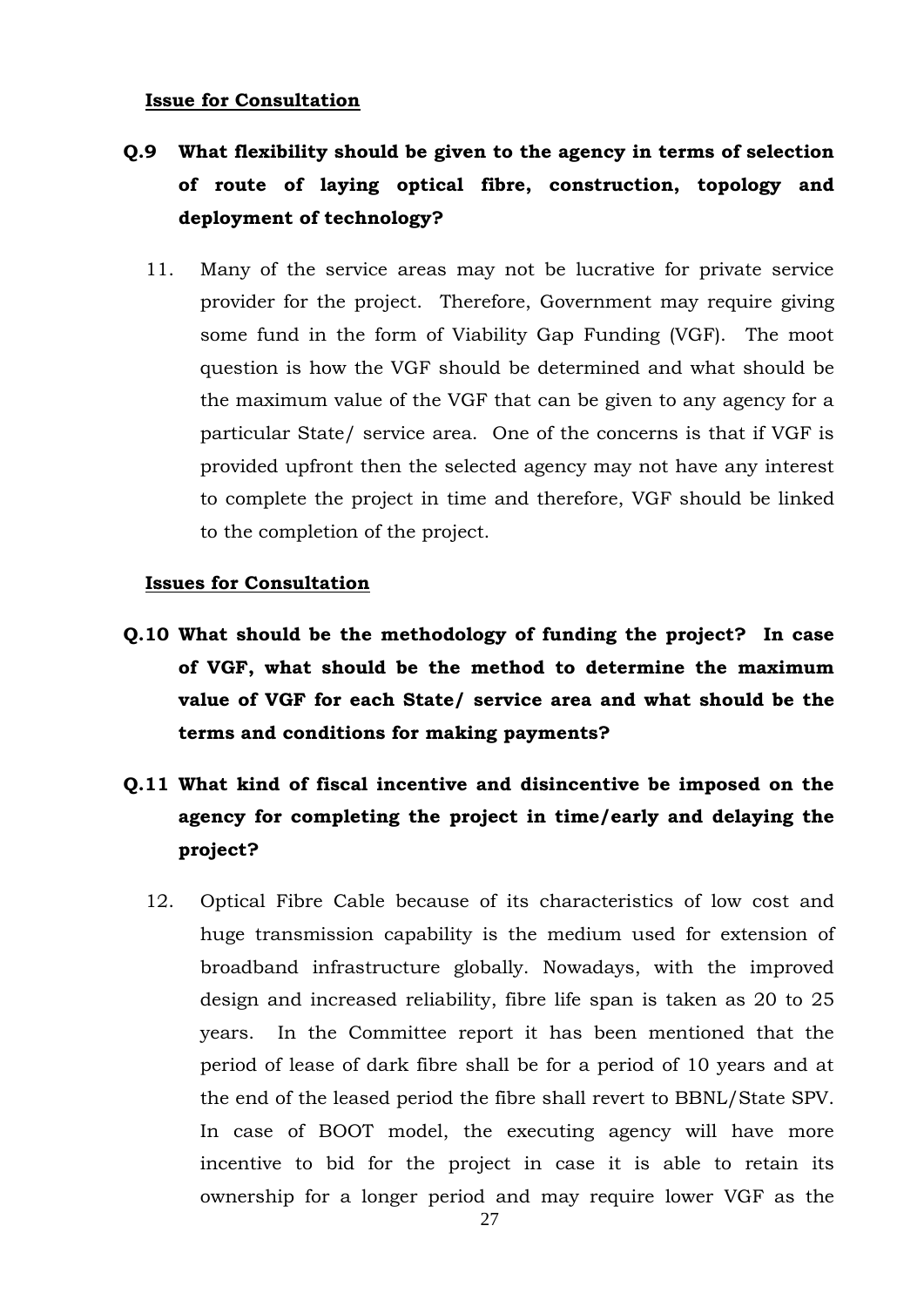**Issue for Consultation**

**Q.9 What flexibility should be given to the agency in terms of selection of route of laying optical fibre, construction, topology and deployment of technology?**

11. Many of the service areas may not be lucrative for private service provider for the project. Therefore, Government may require giving some fund in the form of Viability Gap Funding (VGF). The moot question is how the VGF should be determined and what should be the maximum value of the VGF that can be given to any agency for a particular State/ service area. One of the concerns is that if VGF is provided upfront then the selected agency may not have any interest to complete the project in time and therefore, VGF should be linked to the completion of the project.

**Issues for Consultation**

**Q.10 What should be the methodology of funding the project? In case of VGF, what should be the method to determine the maximum value of VGF for each State/ service area and what should be the terms and conditions for making payments?**

**Q.11 What kind of fiscal incentive and disincentive be imposed on the agency for completing the project in time/early and delaying the project?**

12. Optical Fibre Cable because of its characteristics of low cost and huge transmission capability is the medium used for extension of broadband infrastructure globally. Nowadays, with the improved design and increased reliability, fibre life span is taken as 20 to 25 years. In the Committee report it has been mentioned that the period of lease of dark fibre shall be for a period of 10 years and at the end of the leased period the fibre shall revert to BBNL/State SPV. In case of BOOT model, the executing agency will have more incentive to bid for the project in case it is able to retain its ownership for a longer period and may require lower VGF as the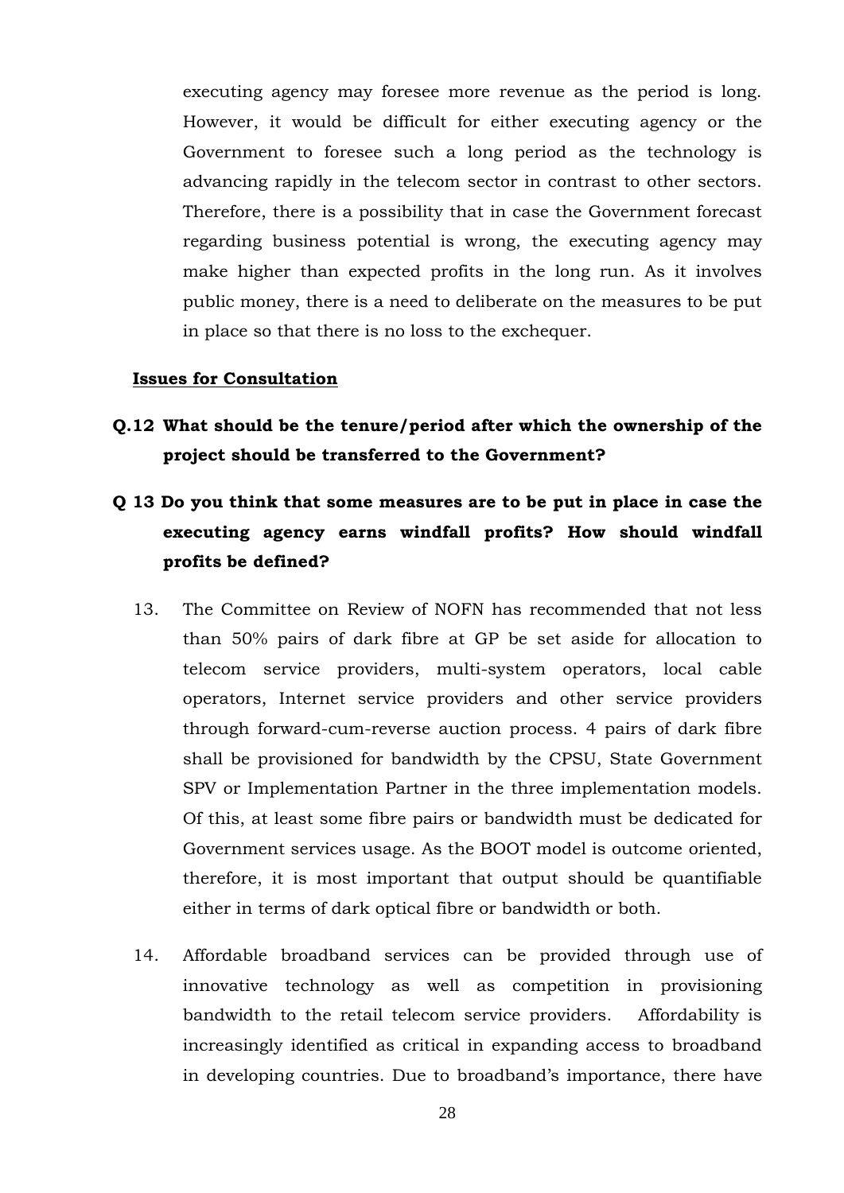executing agency may foresee more revenue as the period is long. However, it would be difficult for either executing agency or the Government to foresee such a long period as the technology is advancing rapidly in the telecom sector in contrast to other sectors. Therefore, there is a possibility that in case the Government forecast regarding business potential is wrong, the executing agency may make higher than expected profits in the long run. As it involves public money, there is a need to deliberate on the measures to be put in place so that there is no loss to the exchequer.

**Issues for Consultation**

**Q.12 What should be the tenure/period after which the ownership of the project should be transferred to the Government?**

**Q 13 Do you think that some measures are to be put in place in case the executing agency earns windfall profits? How should windfall profits be defined?**

13. The Committee on Review of NOFN has recommended that not less than 50% pairs of dark fibre at GP be set aside for allocation to telecom service providers, multi-system operators, local cable operators, Internet service providers and other service providers through forward-cum-reverse auction process. 4 pairs of dark fibre shall be provisioned for bandwidth by the CPSU, State Government SPV or Implementation Partner in the three implementation models. Of this, at least some fibre pairs or bandwidth must be dedicated for Government services usage. As the BOOT model is outcome oriented, therefore, it is most important that output should be quantifiable either in terms of dark optical fibre or bandwidth or both.

14. Affordable broadband services can be provided through use of innovative technology as well as competition in provisioning bandwidth to the retail telecom service providers. Affordability is increasingly identified as critical in expanding access to broadband in developing countries. Due to broadband's importance, there have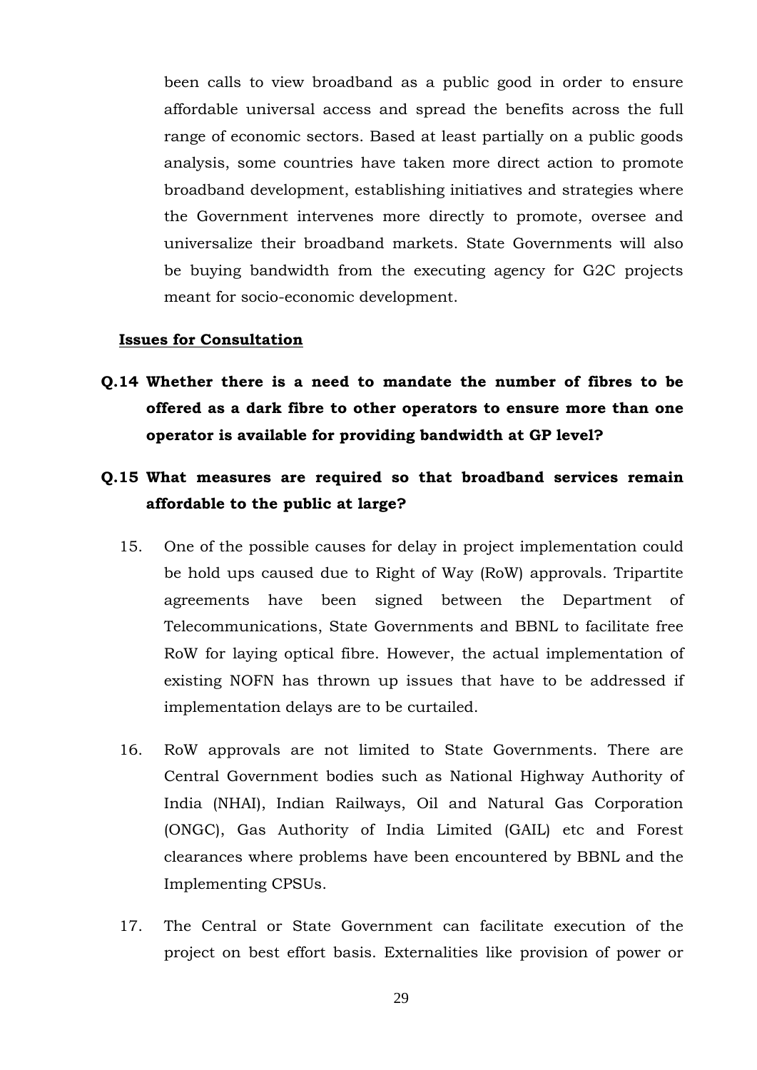been calls to view broadband as a public good in order to ensure affordable universal access and spread the benefits across the full range of economic sectors. Based at least partially on a public goods analysis, some countries have taken more direct action to promote broadband development, establishing initiatives and strategies where the Government intervenes more directly to promote, oversee and universalize their broadband markets. State Governments will also be buying bandwidth from the executing agency for G2C projects meant for socio-economic development.

**Issues for Consultation**

**Q.14 Whether there is a need to mandate the number of fibres to be offered as a dark fibre to other operators to ensure more than one operator is available for providing bandwidth at GP level?**

**Q.15 What measures are required so that broadband services remain affordable to the public at large?**

15. One of the possible causes for delay in project implementation could be hold ups caused due to Right of Way (RoW) approvals. Tripartite agreements have been signed between the Department of Telecommunications, State Governments and BBNL to facilitate free RoW for laying optical fibre. However, the actual implementation of existing NOFN has thrown up issues that have to be addressed if implementation delays are to be curtailed.

16. RoW approvals are not limited to State Governments. There are Central Government bodies such as National Highway Authority of India (NHAI), Indian Railways, Oil and Natural Gas Corporation (ONGC), Gas Authority of India Limited (GAIL) etc and Forest clearances where problems have been encountered by BBNL and the Implementing CPSUs.

17. The Central or State Government can facilitate execution of the project on best effort basis. Externalities like provision of power or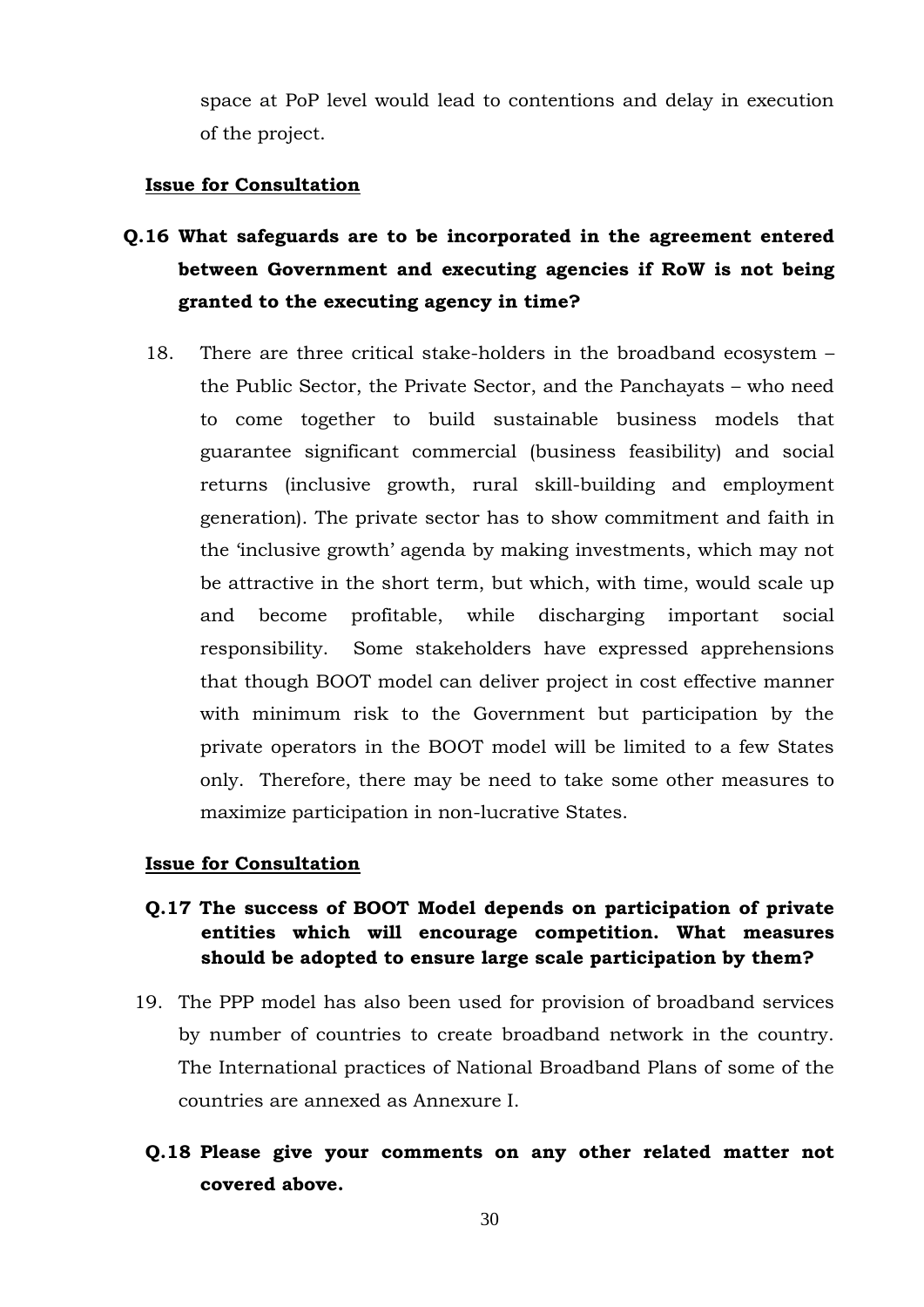space at PoP level would lead to contentions and delay in execution of the project.

**Issue for Consultation**

**Q.16 What safeguards are to be incorporated in the agreement entered between Government and executing agencies if RoW is not being granted to the executing agency in time?**

18. There are three critical stake-holders in the broadband ecosystem – the Public Sector, the Private Sector, and the Panchayats – who need to come together to build sustainable business models that guarantee significant commercial (business feasibility) and social returns (inclusive growth, rural skill-building and employment generation). The private sector has to show commitment and faith in the 'inclusive growth' agenda by making investments, which may not be attractive in the short term, but which, with time, would scale up and become profitable, while discharging important social responsibility. Some stakeholders have expressed apprehensions that though BOOT model can deliver project in cost effective manner with minimum risk to the Government but participation by the private operators in the BOOT model will be limited to a few States only. Therefore, there may be need to take some other measures to maximize participation in non-lucrative States.

**Issue for Consultation**

**Q.17 The success of BOOT Model depends on participation of private entities which will encourage competition. What measures should be adopted to ensure large scale participation by them?**

19. The PPP model has also been used for provision of broadband services by number of countries to create broadband network in the country. The International practices of National Broadband Plans of some of the countries are annexed as Annexure I.

**Q.18 Please give your comments on any other related matter not covered above.**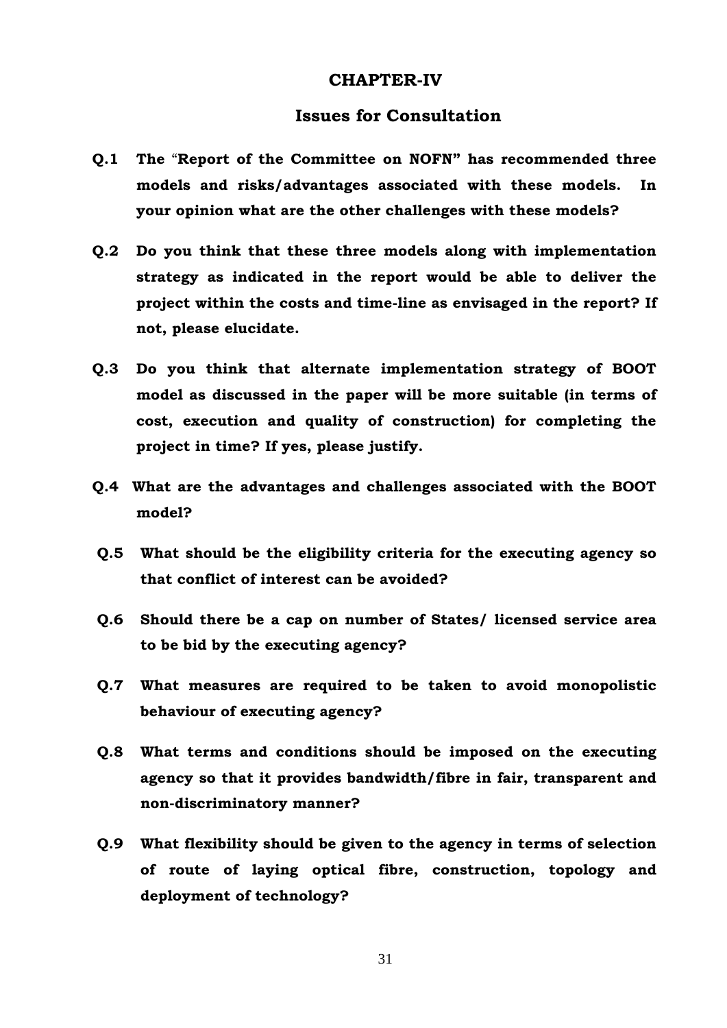# CHAPTER-IV

## Issues for Consultation

**Q.1 The "Report of the Committee on NOFN" has recommended three models and risks/advantages associated with these models. In your opinion what are the other challenges with these models?**

**Q.2 Do you think that these three models along with implementation strategy as indicated in the report would be able to deliver the project within the costs and time-line as envisaged in the report? If not, please elucidate.**

**Q.3 Do you think that alternate implementation strategy of BOOT model as discussed in the paper will be more suitable (in terms of cost, execution and quality of construction) for completing the project in time? If yes, please justify.**

**Q.4 What are the advantages and challenges associated with the BOOT model?**

**Q.5 What should be the eligibility criteria for the executing agency so that conflict of interest can be avoided?**

**Q.6 Should there be a cap on number of States/ licensed service area to be bid by the executing agency?**

**Q.7 What measures are required to be taken to avoid monopolistic behaviour of executing agency?**

**Q.8 What terms and conditions should be imposed on the executing agency so that it provides bandwidth/fibre in fair, transparent and non-discriminatory manner?**

**Q.9 What flexibility should be given to the agency in terms of selection of route of laying optical fibre, construction, topology and deployment of technology?**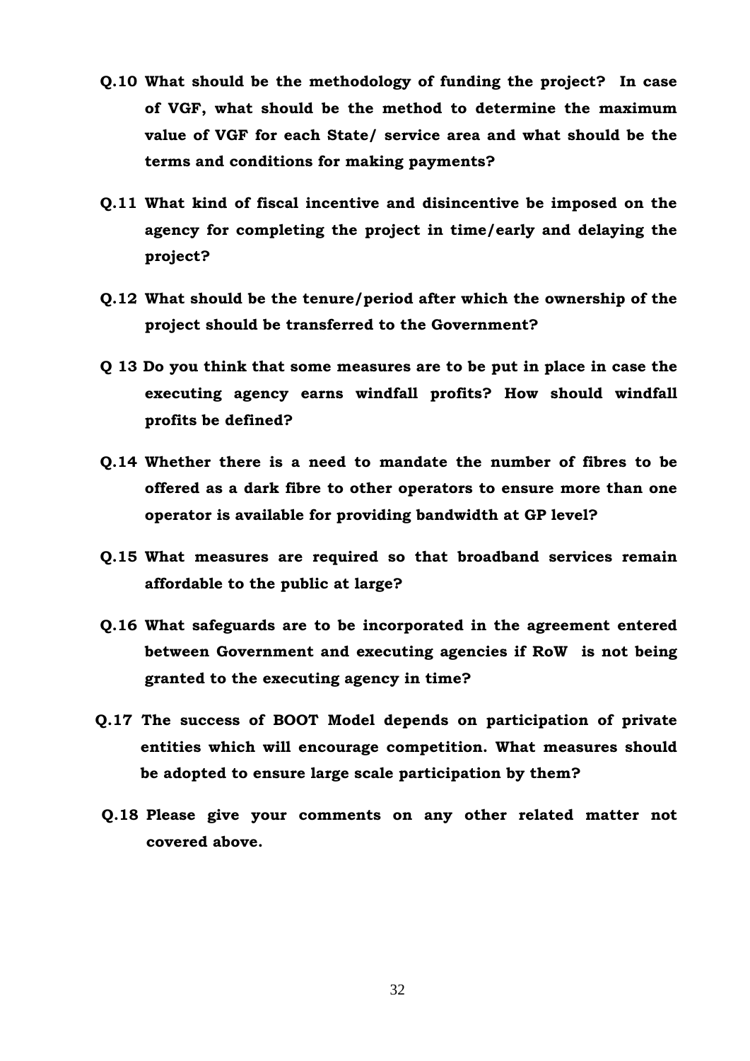**Q.10 What should be the methodology of funding the project? In case of VGF, what should be the method to determine the maximum value of VGF for each State/ service area and what should be the terms and conditions for making payments?**

**Q.11 What kind of fiscal incentive and disincentive be imposed on the agency for completing the project in time/early and delaying the project?**

**Q.12 What should be the tenure/period after which the ownership of the project should be transferred to the Government?**

**Q 13 Do you think that some measures are to be put in place in case the executing agency earns windfall profits? How should windfall profits be defined?**

**Q.14 Whether there is a need to mandate the number of fibres to be offered as a dark fibre to other operators to ensure more than one operator is available for providing bandwidth at GP level?**

**Q.15 What measures are required so that broadband services remain affordable to the public at large?**

**Q.16 What safeguards are to be incorporated in the agreement entered between Government and executing agencies if RoW is not being granted to the executing agency in time?**

**Q.17 The success of BOOT Model depends on participation of private entities which will encourage competition. What measures should be adopted to ensure large scale participation by them?**

**Q.18 Please give your comments on any other related matter not covered above.**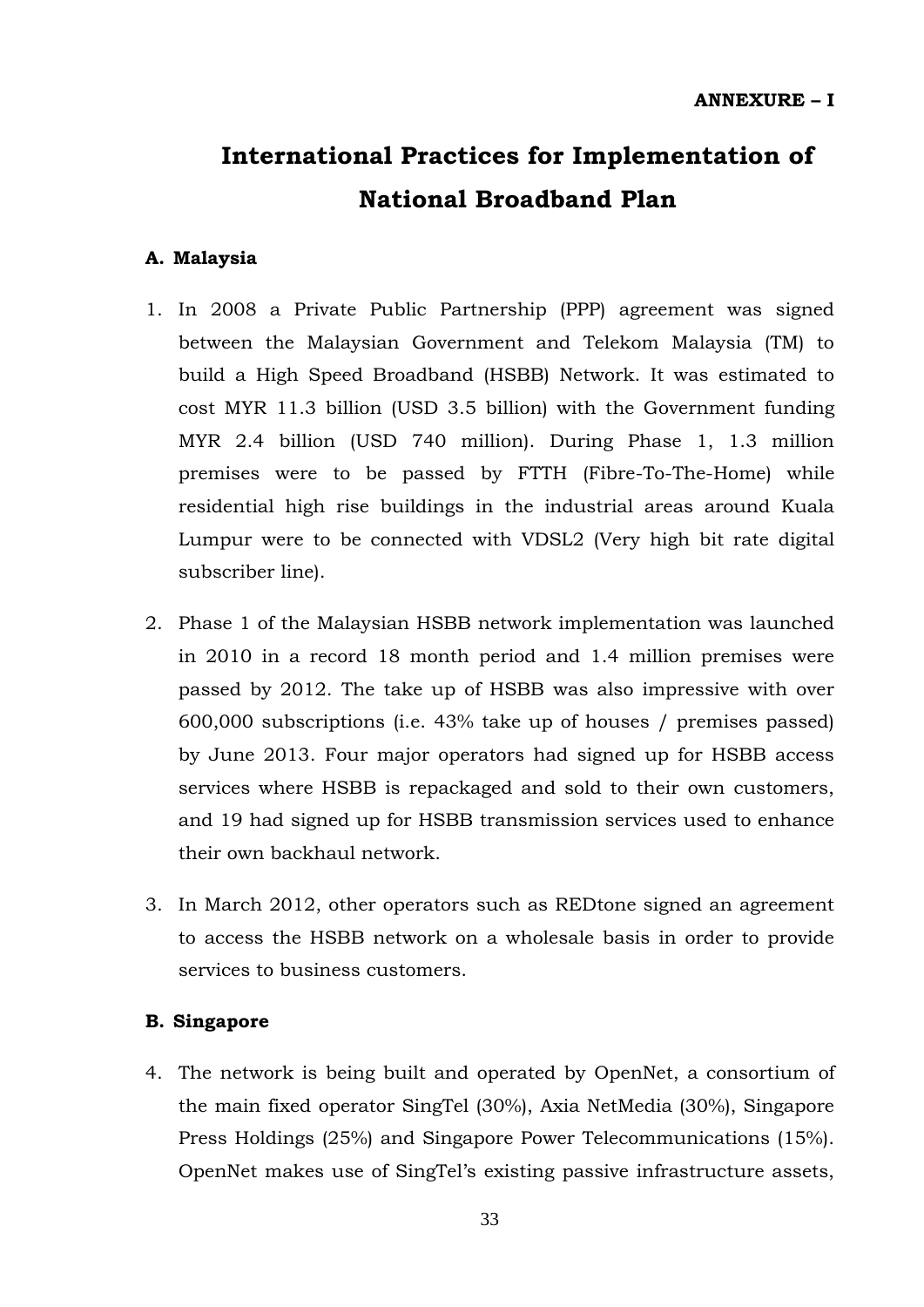**ANNEXURE – I**

# International Practices for Implementation of National Broadband Plan

**A. Malaysia**

1. In 2008 a Private Public Partnership (PPP) agreement was signed between the Malaysian Government and Telekom Malaysia (TM) to build a High Speed Broadband (HSBB) Network. It was estimated to cost MYR 11.3 billion (USD 3.5 billion) with the Government funding MYR 2.4 billion (USD 740 million). During Phase 1, 1.3 million premises were to be passed by FTTH (Fibre-To-The-Home) while residential high rise buildings in the industrial areas around Kuala Lumpur were to be connected with VDSL2 (Very high bit rate digital subscriber line).

2. Phase 1 of the Malaysian HSBB network implementation was launched in 2010 in a record 18 month period and 1.4 million premises were passed by 2012. The take up of HSBB was also impressive with over 600,000 subscriptions (i.e. 43% take up of houses / premises passed) by June 2013. Four major operators had signed up for HSBB access services where HSBB is repackaged and sold to their own customers, and 19 had signed up for HSBB transmission services used to enhance their own backhaul network.

3. In March 2012, other operators such as REDtone signed an agreement to access the HSBB network on a wholesale basis in order to provide services to business customers.

**B. Singapore**

4. The network is being built and operated by OpenNet, a consortium of the main fixed operator SingTel (30%), Axia NetMedia (30%), Singapore Press Holdings (25%) and Singapore Power Telecommunications (15%). OpenNet makes use of SingTel's existing passive infrastructure assets,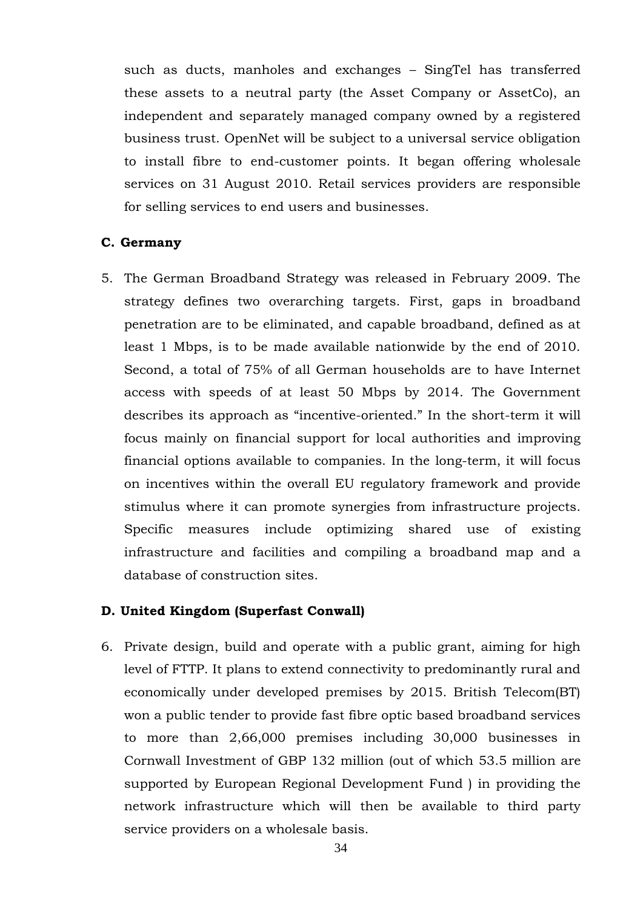such as ducts, manholes and exchanges – SingTel has transferred these assets to a neutral party (the Asset Company or AssetCo), an independent and separately managed company owned by a registered business trust. OpenNet will be subject to a universal service obligation to install fibre to end-customer points. It began offering wholesale services on 31 August 2010. Retail services providers are responsible for selling services to end users and businesses.

**C. Germany**

5. The German Broadband Strategy was released in February 2009. The strategy defines two overarching targets. First, gaps in broadband penetration are to be eliminated, and capable broadband, defined as at least 1 Mbps, is to be made available nationwide by the end of 2010. Second, a total of 75% of all German households are to have Internet access with speeds of at least 50 Mbps by 2014. The Government describes its approach as "incentive-oriented." In the short-term it will focus mainly on financial support for local authorities and improving financial options available to companies. In the long-term, it will focus on incentives within the overall EU regulatory framework and provide stimulus where it can promote synergies from infrastructure projects. Specific measures include optimizing shared use of existing infrastructure and facilities and compiling a broadband map and a database of construction sites.

**D. United Kingdom (Superfast Conwall)**

6. Private design, build and operate with a public grant, aiming for high level of FTTP. It plans to extend connectivity to predominantly rural and economically under developed premises by 2015. British Telecom(BT) won a public tender to provide fast fibre optic based broadband services to more than 2,66,000 premises including 30,000 businesses in Cornwall Investment of GBP 132 million (out of which 53.5 million are supported by European Regional Development Fund ) in providing the network infrastructure which will then be available to third party service providers on a wholesale basis.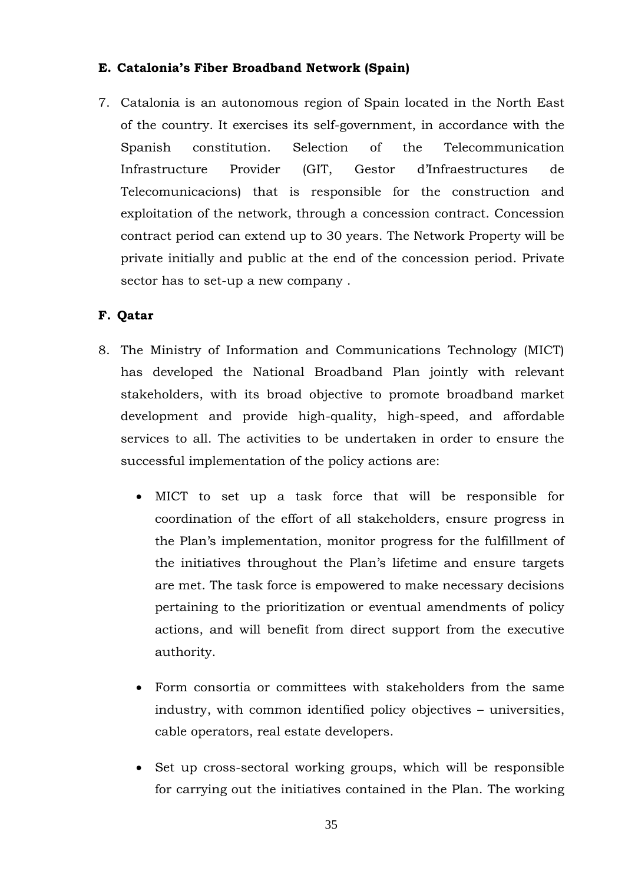#### E. Catalonia's Fiber Broadband Network (Spain)

7. Catalonia is an autonomous region of Spain located in the North East of the country. It exercises its self-government, in accordance with the Spanish constitution. Selection of the Telecommunication Infrastructure Provider (GIT, Gestor d'Infraestructures de Telecomunicacions) that is responsible for the construction and exploitation of the network, through a concession contract. Concession contract period can extend up to 30 years. The Network Property will be private initially and public at the end of the concession period. Private sector has to set-up a new company .

#### F. Qatar

8. The Ministry of Information and Communications Technology (MICT) has developed the National Broadband Plan jointly with relevant stakeholders, with its broad objective to promote broadband market development and provide high-quality, high-speed, and affordable services to all. The activities to be undertaken in order to ensure the successful implementation of the policy actions are:

    - MICT to set up a task force that will be responsible for coordination of the effort of all stakeholders, ensure progress in the Plan's implementation, monitor progress for the fulfillment of the initiatives throughout the Plan's lifetime and ensure targets are met. The task force is empowered to make necessary decisions pertaining to the prioritization or eventual amendments of policy actions, and will benefit from direct support from the executive authority.

    - Form consortia or committees with stakeholders from the same industry, with common identified policy objectives – universities, cable operators, real estate developers.

    - Set up cross-sectoral working groups, which will be responsible for carrying out the initiatives contained in the Plan. The working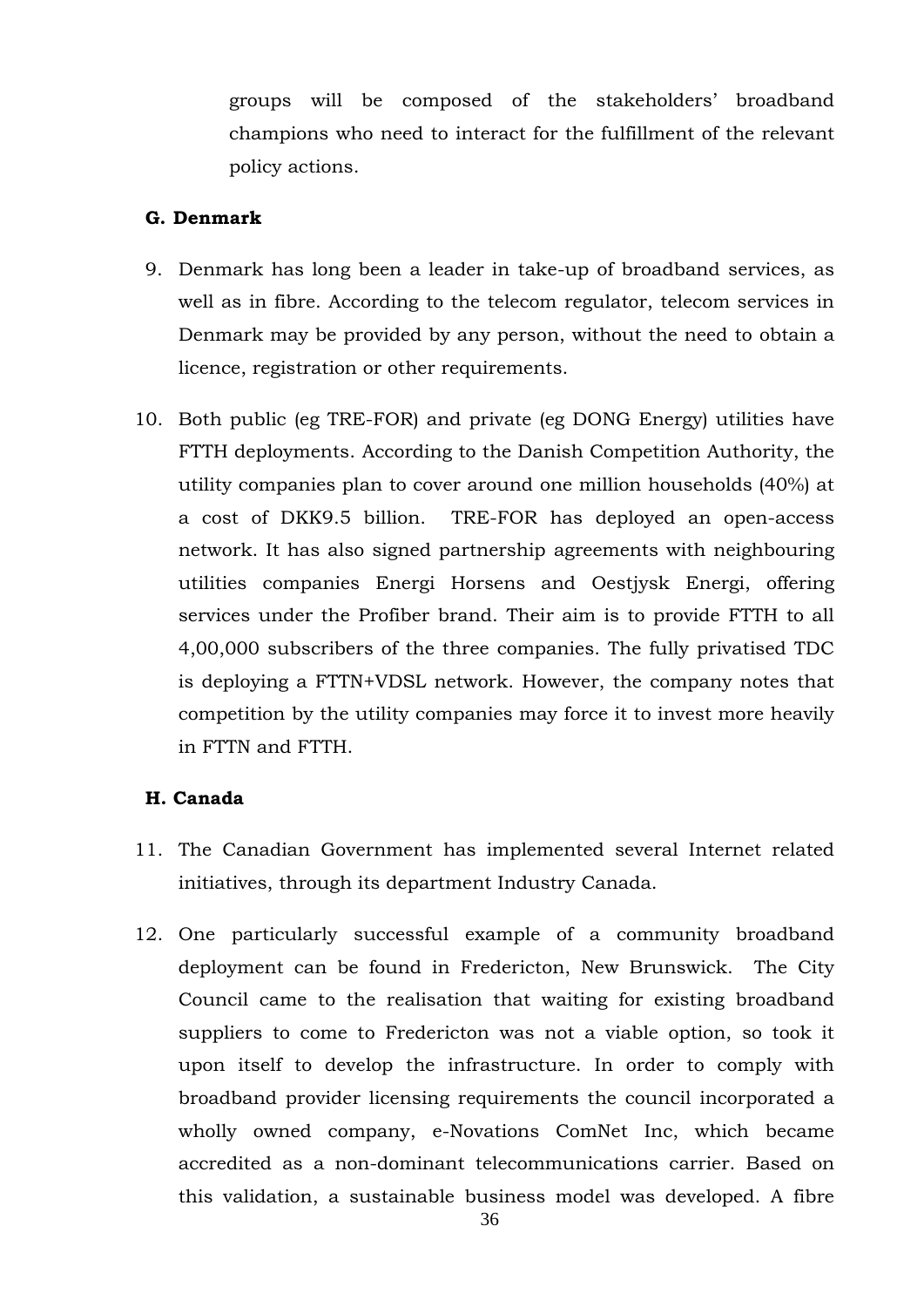groups will be composed of the stakeholders' broadband champions who need to interact for the fulfillment of the relevant policy actions.

### G. Denmark

9. Denmark has long been a leader in take-up of broadband services, as well as in fibre. According to the telecom regulator, telecom services in Denmark may be provided by any person, without the need to obtain a licence, registration or other requirements.

10. Both public (eg TRE-FOR) and private (eg DONG Energy) utilities have FTTH deployments. According to the Danish Competition Authority, the utility companies plan to cover around one million households (40%) at a cost of DKK9.5 billion. TRE-FOR has deployed an open-access network. It has also signed partnership agreements with neighbouring utilities companies Energi Horsens and Oestjysk Energi, offering services under the Profiber brand. Their aim is to provide FTTH to all 4,00,000 subscribers of the three companies. The fully privatised TDC is deploying a FTTN+VDSL network. However, the company notes that competition by the utility companies may force it to invest more heavily in FTTN and FTTH.

### H. Canada

11. The Canadian Government has implemented several Internet related initiatives, through its department Industry Canada.

12. One particularly successful example of a community broadband deployment can be found in Fredericton, New Brunswick. The City Council came to the realisation that waiting for existing broadband suppliers to come to Fredericton was not a viable option, so took it upon itself to develop the infrastructure. In order to comply with broadband provider licensing requirements the council incorporated a wholly owned company, e-Novations ComNet Inc, which became accredited as a non-dominant telecommunications carrier. Based on this validation, a sustainable business model was developed. A fibre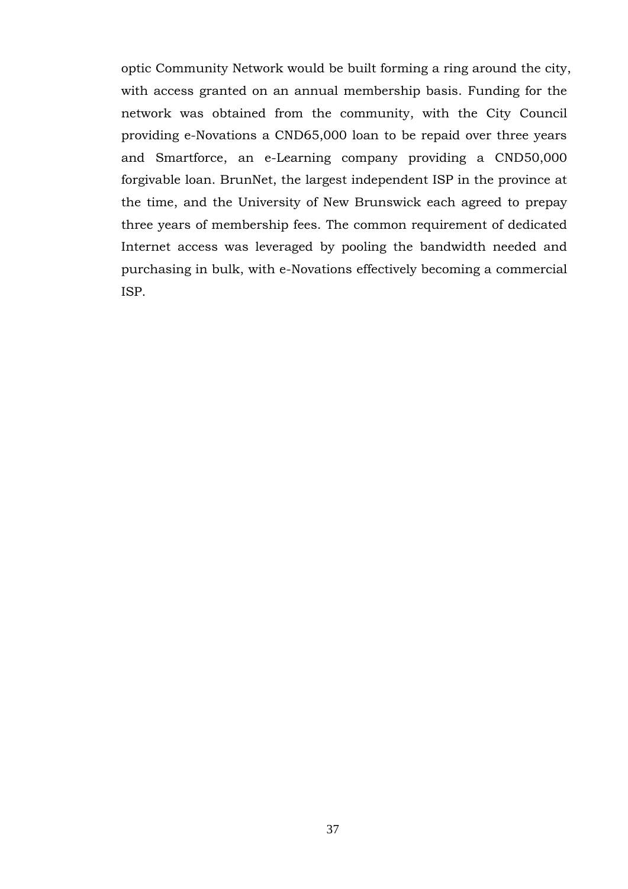optic Community Network would be built forming a ring around the city, with access granted on an annual membership basis. Funding for the network was obtained from the community, with the City Council providing e-Novations a CND65,000 loan to be repaid over three years and Smartforce, an e-Learning company providing a CND50,000 forgivable loan. BrunNet, the largest independent ISP in the province at the time, and the University of New Brunswick each agreed to prepay three years of membership fees. The common requirement of dedicated Internet access was leveraged by pooling the bandwidth needed and purchasing in bulk, with e-Novations effectively becoming a commercial ISP.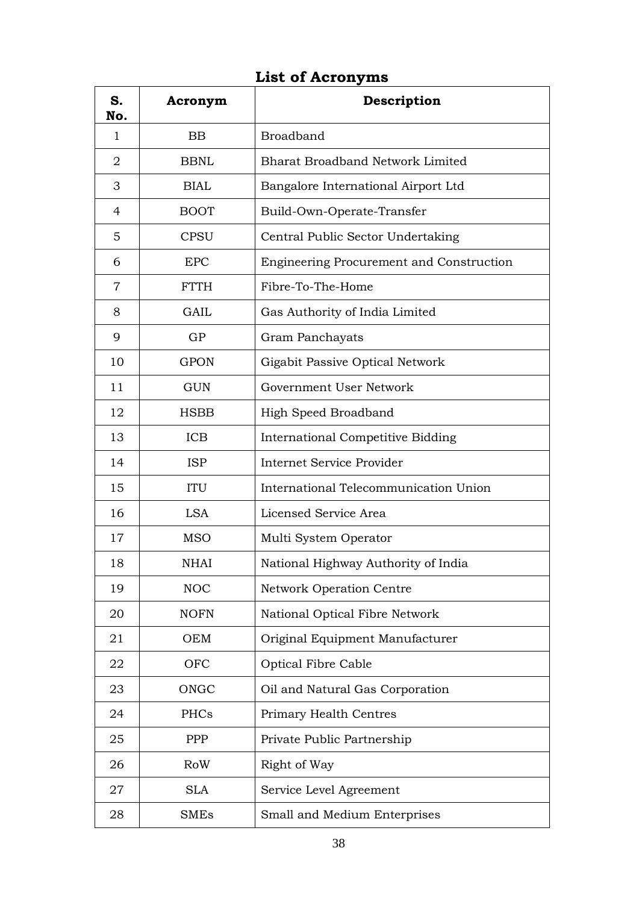## List of Acronyms

| S. No. | Acronym | Description |
|---|---|---|
| 1 | BB | Broadband |
| 2 | BBNL | Bharat Broadband Network Limited |
| 3 | BIAL | Bangalore International Airport Ltd |
| 4 | BOOT | Build-Own-Operate-Transfer |
| 5 | CPSU | Central Public Sector Undertaking |
| 6 | EPC | Engineering Procurement and Construction |
| 7 | FTTH | Fibre-To-The-Home |
| 8 | GAIL | Gas Authority of India Limited |
| 9 | GP | Gram Panchayats |
| 10 | GPON | Gigabit Passive Optical Network |
| 11 | GUN | Government User Network |
| 12 | HSBB | High Speed Broadband |
| 13 | ICB | International Competitive Bidding |
| 14 | ISP | Internet Service Provider |
| 15 | ITU | International Telecommunication Union |
| 16 | LSA | Licensed Service Area |
| 17 | MSO | Multi System Operator |
| 18 | NHAI | National Highway Authority of India |
| 19 | NOC | Network Operation Centre |
| 20 | NOFN | National Optical Fibre Network |
| 21 | OEM | Original Equipment Manufacturer |
| 22 | OFC | Optical Fibre Cable |
| 23 | ONGC | Oil and Natural Gas Corporation |
| 24 | PHCs | Primary Health Centres |
| 25 | PPP | Private Public Partnership |
| 26 | RoW | Right of Way |
| 27 | SLA | Service Level Agreement |
| 28 | SMEs | Small and Medium Enterprises |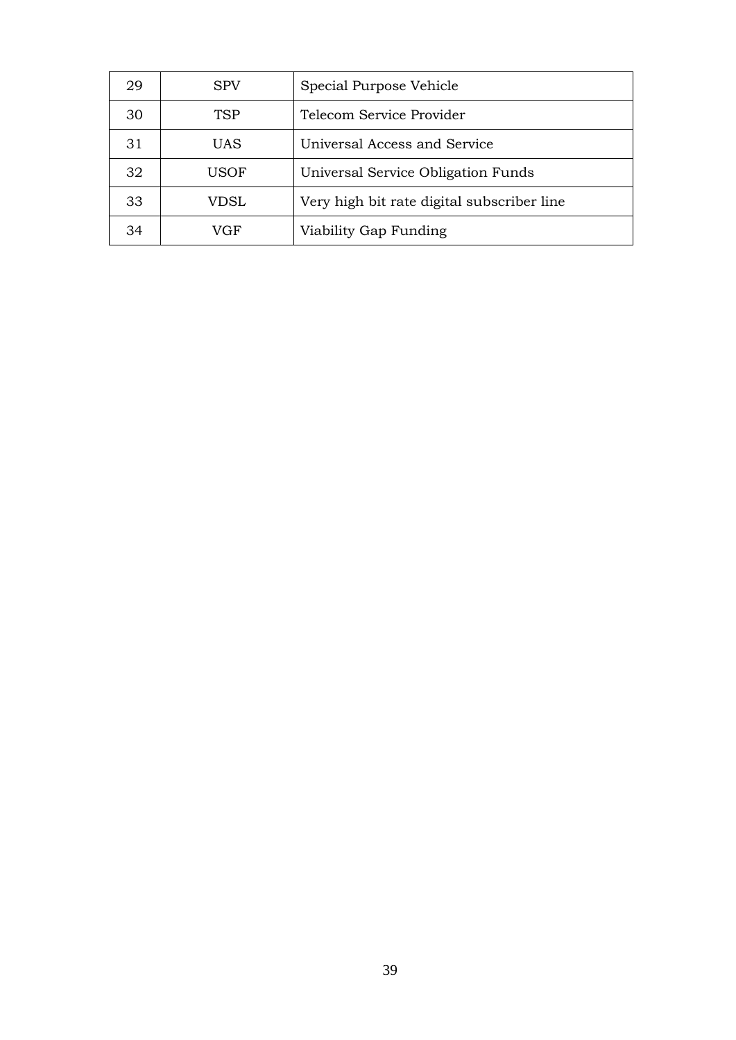| | | |
|---|---|---|
| 29 | SPV | Special Purpose Vehicle |
| 30 | TSP | Telecom Service Provider |
| 31 | UAS | Universal Access and Service |
| 32 | USOF | Universal Service Obligation Funds |
| 33 | VDSL | Very high bit rate digital subscriber line |
| 34 | VGF | Viability Gap Funding |